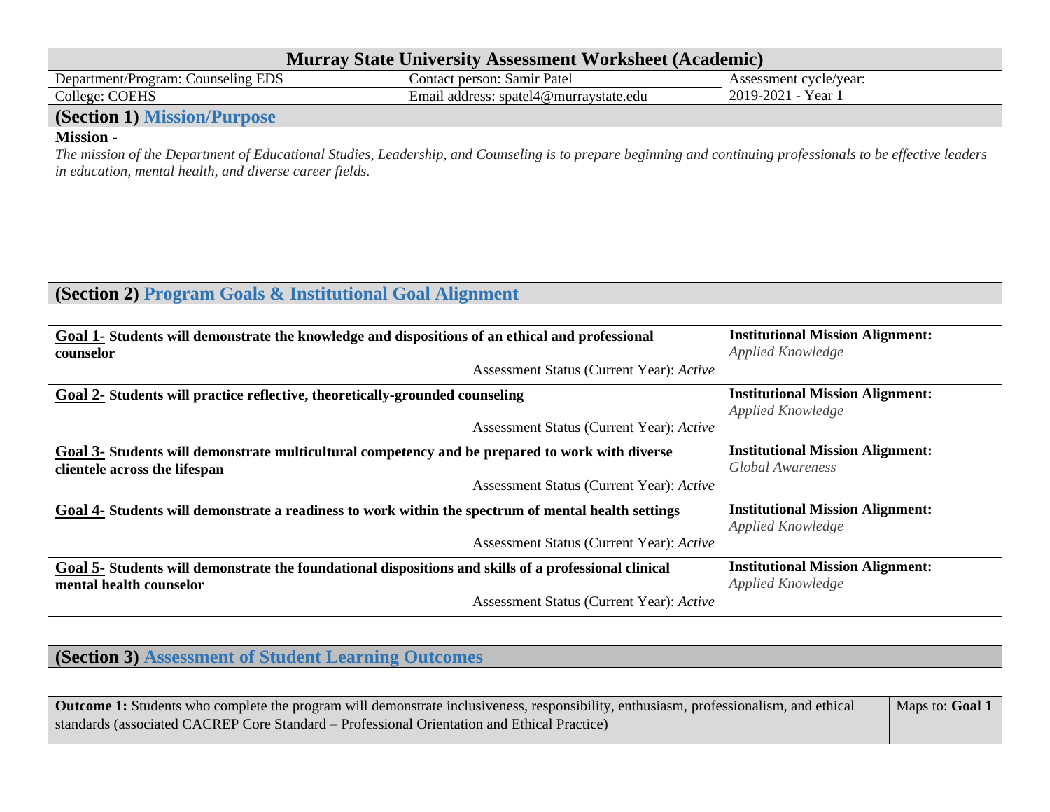# Murray State University Assessment Worksheet (Academic)

| Department/Program: Counseling EDS | Contact person: Samir Patel | Assessment cycle/year: |
|---|---|---|
| College: COEHS | Email address: spatel4@murraystate.edu | 2019-2021 - Year 1 |

## (Section 1) Mission/Purpose

**Mission -**

*The mission of the Department of Educational Studies, Leadership, and Counseling is to prepare beginning and continuing professionals to be effective leaders in education, mental health, and diverse career fields.*

## (Section 2) Program Goals & Institutional Goal Alignment

| Goal | Institutional Mission Alignment |
|---|---|
| **Goal 1- Students will demonstrate the knowledge and dispositions of an ethical and professional counselor**<br>Assessment Status (Current Year): *Active* | **Institutional Mission Alignment:**<br>*Applied Knowledge* |
| **Goal 2- Students will practice reflective, theoretically-grounded counseling**<br>Assessment Status (Current Year): *Active* | **Institutional Mission Alignment:**<br>*Applied Knowledge* |
| **Goal 3- Students will demonstrate multicultural competency and be prepared to work with diverse clientele across the lifespan**<br>Assessment Status (Current Year): *Active* | **Institutional Mission Alignment:**<br>*Global Awareness* |
| **Goal 4- Students will demonstrate a readiness to work within the spectrum of mental health settings**<br>Assessment Status (Current Year): *Active* | **Institutional Mission Alignment:**<br>*Applied Knowledge* |
| **Goal 5- Students will demonstrate the foundational dispositions and skills of a professional clinical mental health counselor**<br>Assessment Status (Current Year): *Active* | **Institutional Mission Alignment:**<br>*Applied Knowledge* |

## (Section 3) Assessment of Student Learning Outcomes

| Outcome | Maps to |
|---|---|
| **Outcome 1:** Students who complete the program will demonstrate inclusiveness, responsibility, enthusiasm, professionalism, and ethical standards (associated CACREP Core Standard – Professional Orientation and Ethical Practice) | Maps to: **Goal 1** |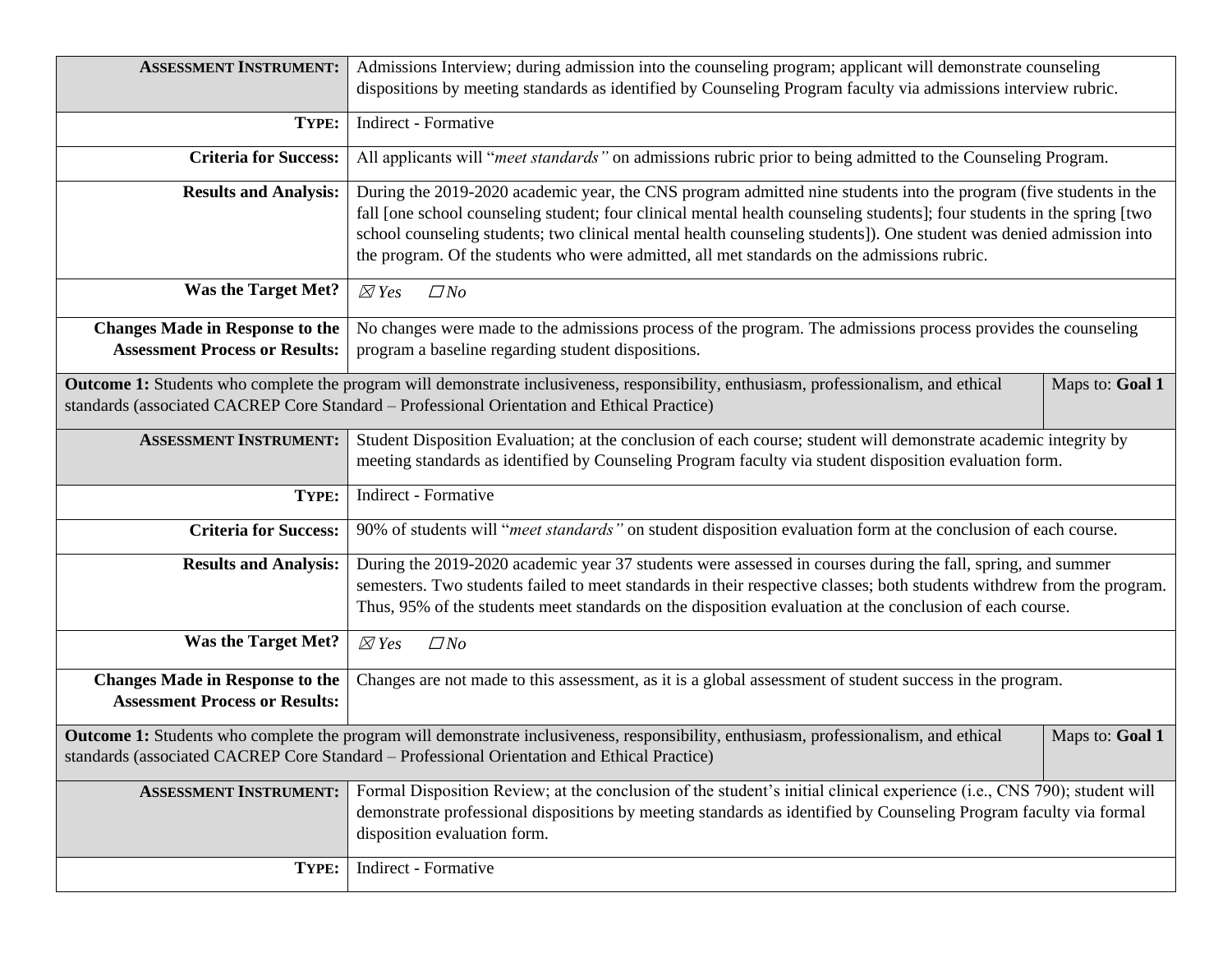| | |
|---|---|
| **ASSESSMENT INSTRUMENT:** | Admissions Interview; during admission into the counseling program; applicant will demonstrate counseling dispositions by meeting standards as identified by Counseling Program faculty via admissions interview rubric. |
| **TYPE:** | Indirect - Formative |
| **Criteria for Success:** | All applicants will "*meet standards"* on admissions rubric prior to being admitted to the Counseling Program. |
| **Results and Analysis:** | During the 2019-2020 academic year, the CNS program admitted nine students into the program (five students in the fall [one school counseling student; four clinical mental health counseling students]; four students in the spring [two school counseling students; two clinical mental health counseling students]). One student was denied admission into the program. Of the students who were admitted, all met standards on the admissions rubric. |
| **Was the Target Met?** | ☒ *Yes* ☐ *No* |
| **Changes Made in Response to the Assessment Process or Results:** | No changes were made to the admissions process of the program. The admissions process provides the counseling program a baseline regarding student dispositions. |

| | |
|---|---|
| **Outcome 1:** Students who complete the program will demonstrate inclusiveness, responsibility, enthusiasm, professionalism, and ethical standards (associated CACREP Core Standard – Professional Orientation and Ethical Practice) | Maps to: **Goal 1** |
| **ASSESSMENT INSTRUMENT:** | Student Disposition Evaluation; at the conclusion of each course; student will demonstrate academic integrity by meeting standards as identified by Counseling Program faculty via student disposition evaluation form. |
| **TYPE:** | Indirect - Formative |
| **Criteria for Success:** | 90% of students will "*meet standards"* on student disposition evaluation form at the conclusion of each course. |
| **Results and Analysis:** | During the 2019-2020 academic year 37 students were assessed in courses during the fall, spring, and summer semesters. Two students failed to meet standards in their respective classes; both students withdrew from the program. Thus, 95% of the students meet standards on the disposition evaluation at the conclusion of each course. |
| **Was the Target Met?** | ☒ *Yes* ☐ *No* |
| **Changes Made in Response to the Assessment Process or Results:** | Changes are not made to this assessment, as it is a global assessment of student success in the program. |

| | |
|---|---|
| **Outcome 1:** Students who complete the program will demonstrate inclusiveness, responsibility, enthusiasm, professionalism, and ethical standards (associated CACREP Core Standard – Professional Orientation and Ethical Practice) | Maps to: **Goal 1** |
| **ASSESSMENT INSTRUMENT:** | Formal Disposition Review; at the conclusion of the student's initial clinical experience (i.e., CNS 790); student will demonstrate professional dispositions by meeting standards as identified by Counseling Program faculty via formal disposition evaluation form. |
| **TYPE:** | Indirect - Formative |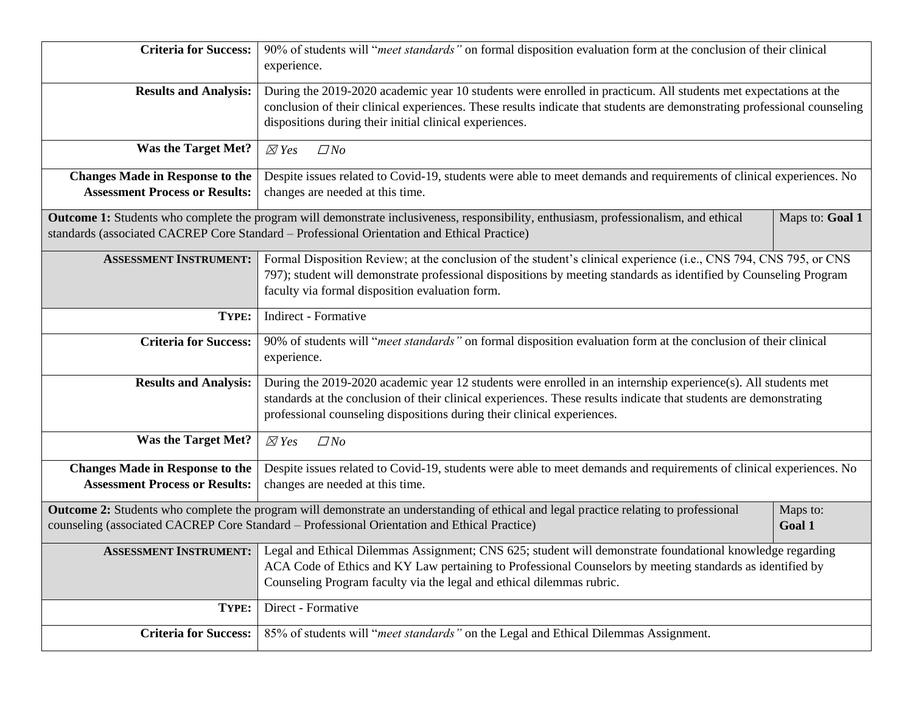| | |
|---|---|
| **Criteria for Success:** | 90% of students will "*meet standards"* on formal disposition evaluation form at the conclusion of their clinical experience. |
| **Results and Analysis:** | During the 2019-2020 academic year 10 students were enrolled in practicum. All students met expectations at the conclusion of their clinical experiences. These results indicate that students are demonstrating professional counseling dispositions during their initial clinical experiences. |
| **Was the Target Met?** | ☒ *Yes* ☐ *No* |
| **Changes Made in Response to the Assessment Process or Results:** | Despite issues related to Covid-19, students were able to meet demands and requirements of clinical experiences. No changes are needed at this time. |

| | |
|---|---|
| **Outcome 1:** Students who complete the program will demonstrate inclusiveness, responsibility, enthusiasm, professionalism, and ethical standards (associated CACREP Core Standard – Professional Orientation and Ethical Practice) | Maps to: **Goal 1** |
| **ASSESSMENT INSTRUMENT:** | Formal Disposition Review; at the conclusion of the student's clinical experience (i.e., CNS 794, CNS 795, or CNS 797); student will demonstrate professional dispositions by meeting standards as identified by Counseling Program faculty via formal disposition evaluation form. |
| **TYPE:** | Indirect - Formative |
| **Criteria for Success:** | 90% of students will "*meet standards"* on formal disposition evaluation form at the conclusion of their clinical experience. |
| **Results and Analysis:** | During the 2019-2020 academic year 12 students were enrolled in an internship experience(s). All students met standards at the conclusion of their clinical experiences. These results indicate that students are demonstrating professional counseling dispositions during their clinical experiences. |
| **Was the Target Met?** | ☒ *Yes* ☐ *No* |
| **Changes Made in Response to the Assessment Process or Results:** | Despite issues related to Covid-19, students were able to meet demands and requirements of clinical experiences. No changes are needed at this time. |

| | |
|---|---|
| **Outcome 2:** Students who complete the program will demonstrate an understanding of ethical and legal practice relating to professional counseling (associated CACREP Core Standard – Professional Orientation and Ethical Practice) | Maps to: **Goal 1** |
| **ASSESSMENT INSTRUMENT:** | Legal and Ethical Dilemmas Assignment; CNS 625; student will demonstrate foundational knowledge regarding ACA Code of Ethics and KY Law pertaining to Professional Counselors by meeting standards as identified by Counseling Program faculty via the legal and ethical dilemmas rubric. |
| **TYPE:** | Direct - Formative |
| **Criteria for Success:** | 85% of students will "*meet standards"* on the Legal and Ethical Dilemmas Assignment. |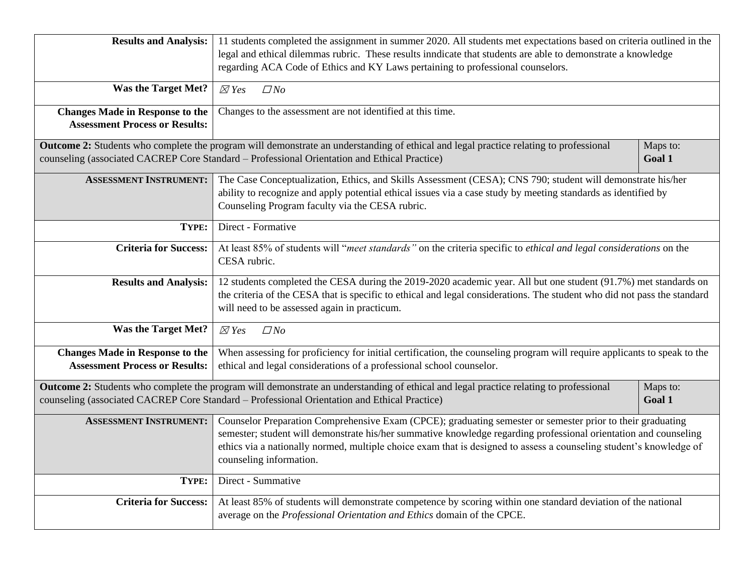| | | |
|---|---|---|
| **Results and Analysis:** | 11 students completed the assignment in summer 2020. All students met expectations based on criteria outlined in the legal and ethical dilemmas rubric. These results inndicate that students are able to demonstrate a knowledge regarding ACA Code of Ethics and KY Laws pertaining to professional counselors. | |
| **Was the Target Met?** | ☒ *Yes* ☐ *No* | |
| **Changes Made in Response to the Assessment Process or Results:** | Changes to the assessment are not identified at this time. | |
| **Outcome 2:** Students who complete the program will demonstrate an understanding of ethical and legal practice relating to professional counseling (associated CACREP Core Standard – Professional Orientation and Ethical Practice) | | Maps to: **Goal 1** |
| **ASSESSMENT INSTRUMENT:** | The Case Conceptualization, Ethics, and Skills Assessment (CESA); CNS 790; student will demonstrate his/her ability to recognize and apply potential ethical issues via a case study by meeting standards as identified by Counseling Program faculty via the CESA rubric. | |
| **TYPE:** | Direct - Formative | |
| **Criteria for Success:** | At least 85% of students will "*meet standards"* on the criteria specific to *ethical and legal considerations* on the CESA rubric. | |
| **Results and Analysis:** | 12 students completed the CESA during the 2019-2020 academic year. All but one student (91.7%) met standards on the criteria of the CESA that is specific to ethical and legal considerations. The student who did not pass the standard will need to be assessed again in practicum. | |
| **Was the Target Met?** | ☒ *Yes* ☐ *No* | |
| **Changes Made in Response to the Assessment Process or Results:** | When assessing for proficiency for initial certification, the counseling program will require applicants to speak to the ethical and legal considerations of a professional school counselor. | |
| **Outcome 2:** Students who complete the program will demonstrate an understanding of ethical and legal practice relating to professional counseling (associated CACREP Core Standard – Professional Orientation and Ethical Practice) | | Maps to: **Goal 1** |
| **ASSESSMENT INSTRUMENT:** | Counselor Preparation Comprehensive Exam (CPCE); graduating semester or semester prior to their graduating semester; student will demonstrate his/her summative knowledge regarding professional orientation and counseling ethics via a nationally normed, multiple choice exam that is designed to assess a counseling student's knowledge of counseling information. | |
| **TYPE:** | Direct - Summative | |
| **Criteria for Success:** | At least 85% of students will demonstrate competence by scoring within one standard deviation of the national average on the *Professional Orientation and Ethics* domain of the CPCE. | |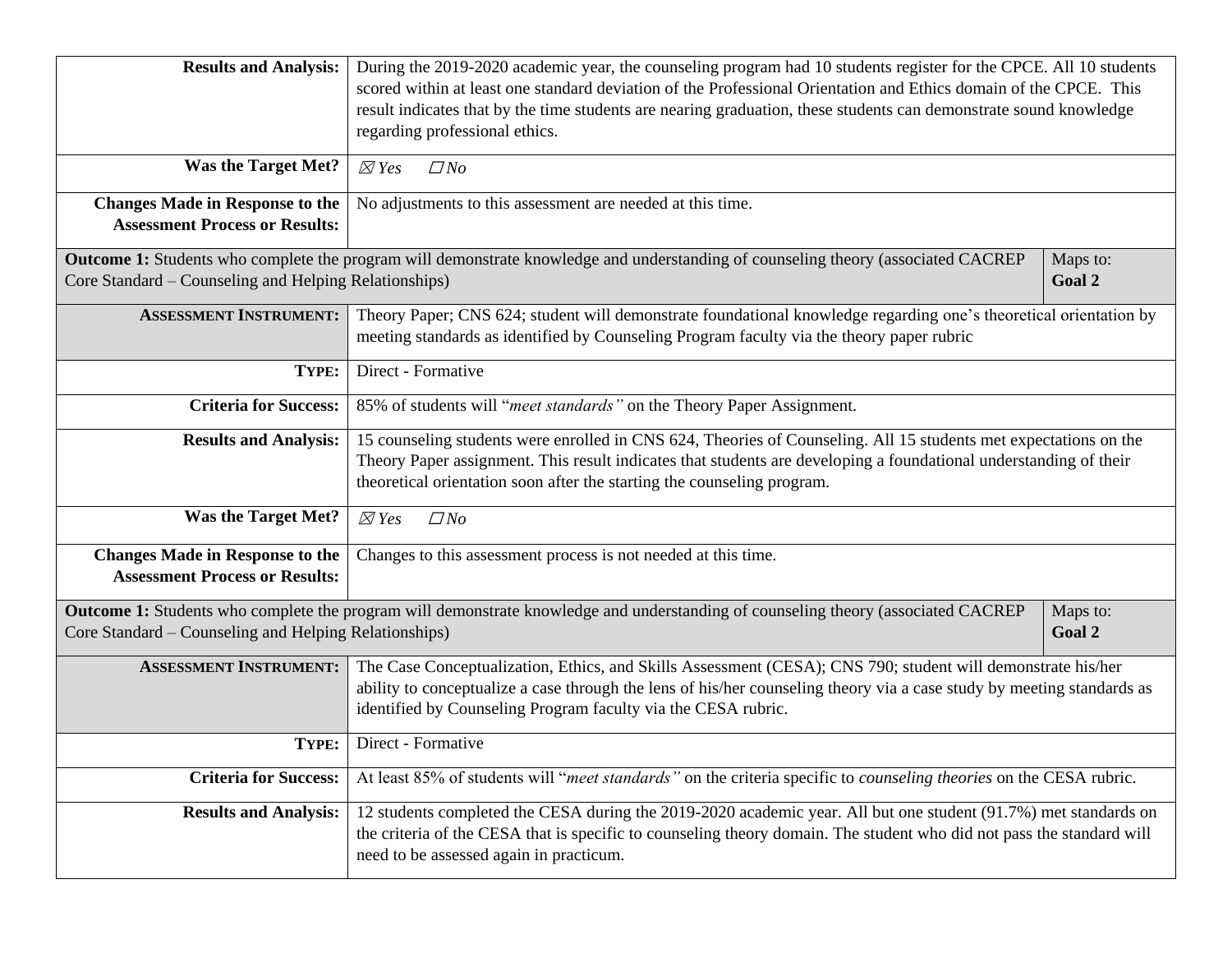| | |
|---|---|
| **Results and Analysis:** | During the 2019-2020 academic year, the counseling program had 10 students register for the CPCE. All 10 students scored within at least one standard deviation of the Professional Orientation and Ethics domain of the CPCE. This result indicates that by the time students are nearing graduation, these students can demonstrate sound knowledge regarding professional ethics. |
| **Was the Target Met?** | ☒ *Yes* ☐ *No* |
| **Changes Made in Response to the Assessment Process or Results:** | No adjustments to this assessment are needed at this time. |

| | | |
|---|---|---|
| **Outcome 1:** Students who complete the program will demonstrate knowledge and understanding of counseling theory (associated CACREP Core Standard – Counseling and Helping Relationships) | | Maps to: **Goal 2** |
| **ASSESSMENT INSTRUMENT:** | Theory Paper; CNS 624; student will demonstrate foundational knowledge regarding one's theoretical orientation by meeting standards as identified by Counseling Program faculty via the theory paper rubric | |
| **TYPE:** | Direct - Formative | |
| **Criteria for Success:** | 85% of students will "*meet standards"* on the Theory Paper Assignment. | |
| **Results and Analysis:** | 15 counseling students were enrolled in CNS 624, Theories of Counseling. All 15 students met expectations on the Theory Paper assignment. This result indicates that students are developing a foundational understanding of their theoretical orientation soon after the starting the counseling program. | |
| **Was the Target Met?** | ☒ *Yes* ☐ *No* | |
| **Changes Made in Response to the Assessment Process or Results:** | Changes to this assessment process is not needed at this time. | |

| | | |
|---|---|---|
| **Outcome 1:** Students who complete the program will demonstrate knowledge and understanding of counseling theory (associated CACREP Core Standard – Counseling and Helping Relationships) | | Maps to: **Goal 2** |
| **ASSESSMENT INSTRUMENT:** | The Case Conceptualization, Ethics, and Skills Assessment (CESA); CNS 790; student will demonstrate his/her ability to conceptualize a case through the lens of his/her counseling theory via a case study by meeting standards as identified by Counseling Program faculty via the CESA rubric. | |
| **TYPE:** | Direct - Formative | |
| **Criteria for Success:** | At least 85% of students will "*meet standards"* on the criteria specific to *counseling theories* on the CESA rubric. | |
| **Results and Analysis:** | 12 students completed the CESA during the 2019-2020 academic year. All but one student (91.7%) met standards on the criteria of the CESA that is specific to counseling theory domain. The student who did not pass the standard will need to be assessed again in practicum. | |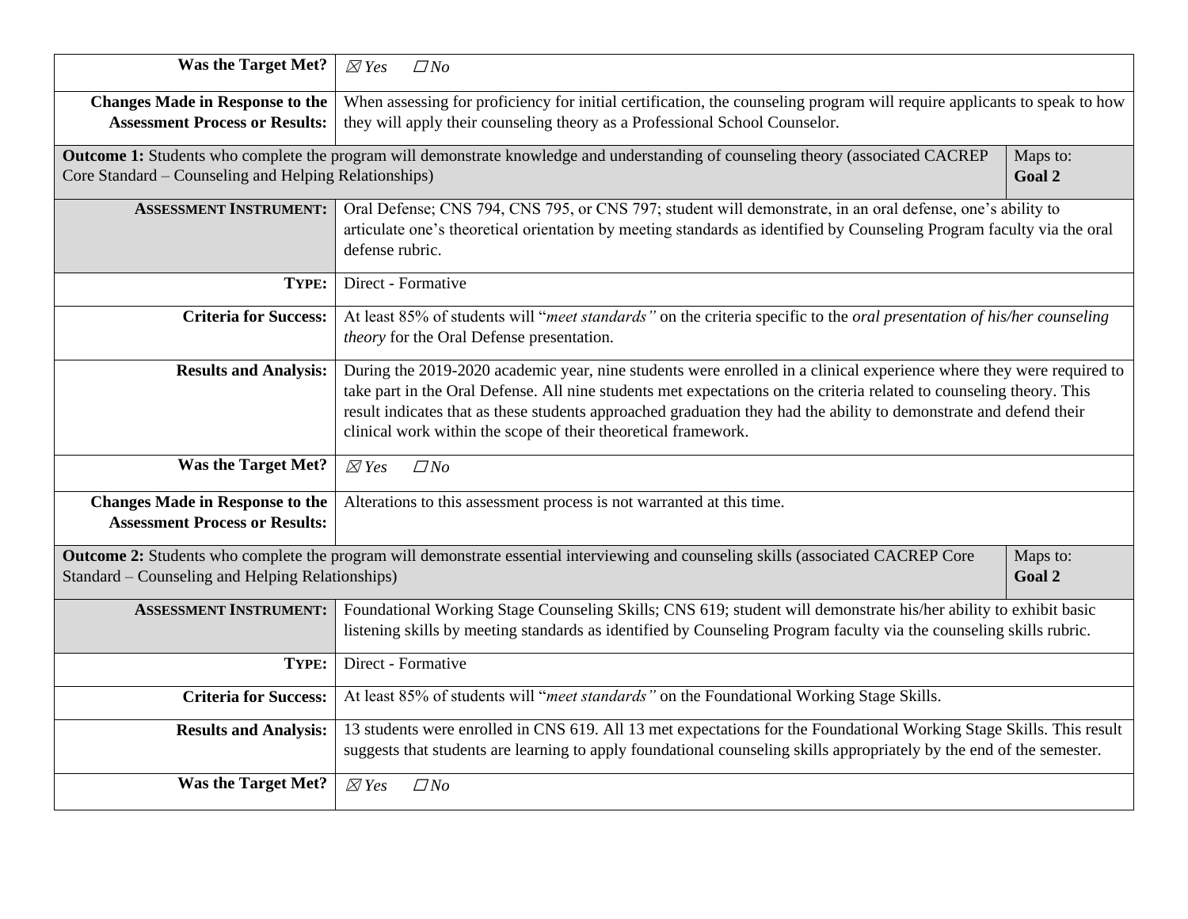| | |
|---|---|
| **Was the Target Met?** | ☒ *Yes* ☐ *No* |
| **Changes Made in Response to the Assessment Process or Results:** | When assessing for proficiency for initial certification, the counseling program will require applicants to speak to how they will apply their counseling theory as a Professional School Counselor. |

| | |
|---|---|
| **Outcome 1:** Students who complete the program will demonstrate knowledge and understanding of counseling theory (associated CACREP Core Standard – Counseling and Helping Relationships) | Maps to: **Goal 2** |

| | |
|---|---|
| **ASSESSMENT INSTRUMENT:** | Oral Defense; CNS 794, CNS 795, or CNS 797; student will demonstrate, in an oral defense, one's ability to articulate one's theoretical orientation by meeting standards as identified by Counseling Program faculty via the oral defense rubric. |
| **TYPE:** | Direct - Formative |
| **Criteria for Success:** | At least 85% of students will "*meet standards"* on the criteria specific to the *oral presentation of his/her counseling theory* for the Oral Defense presentation. |
| **Results and Analysis:** | During the 2019-2020 academic year, nine students were enrolled in a clinical experience where they were required to take part in the Oral Defense. All nine students met expectations on the criteria related to counseling theory. This result indicates that as these students approached graduation they had the ability to demonstrate and defend their clinical work within the scope of their theoretical framework. |
| **Was the Target Met?** | ☒ *Yes* ☐ *No* |
| **Changes Made in Response to the Assessment Process or Results:** | Alterations to this assessment process is not warranted at this time. |

| | |
|---|---|
| **Outcome 2:** Students who complete the program will demonstrate essential interviewing and counseling skills (associated CACREP Core Standard – Counseling and Helping Relationships) | Maps to: **Goal 2** |

| | |
|---|---|
| **ASSESSMENT INSTRUMENT:** | Foundational Working Stage Counseling Skills; CNS 619; student will demonstrate his/her ability to exhibit basic listening skills by meeting standards as identified by Counseling Program faculty via the counseling skills rubric. |
| **TYPE:** | Direct - Formative |
| **Criteria for Success:** | At least 85% of students will "*meet standards"* on the Foundational Working Stage Skills. |
| **Results and Analysis:** | 13 students were enrolled in CNS 619. All 13 met expectations for the Foundational Working Stage Skills. This result suggests that students are learning to apply foundational counseling skills appropriately by the end of the semester. |
| **Was the Target Met?** | ☒ *Yes* ☐ *No* |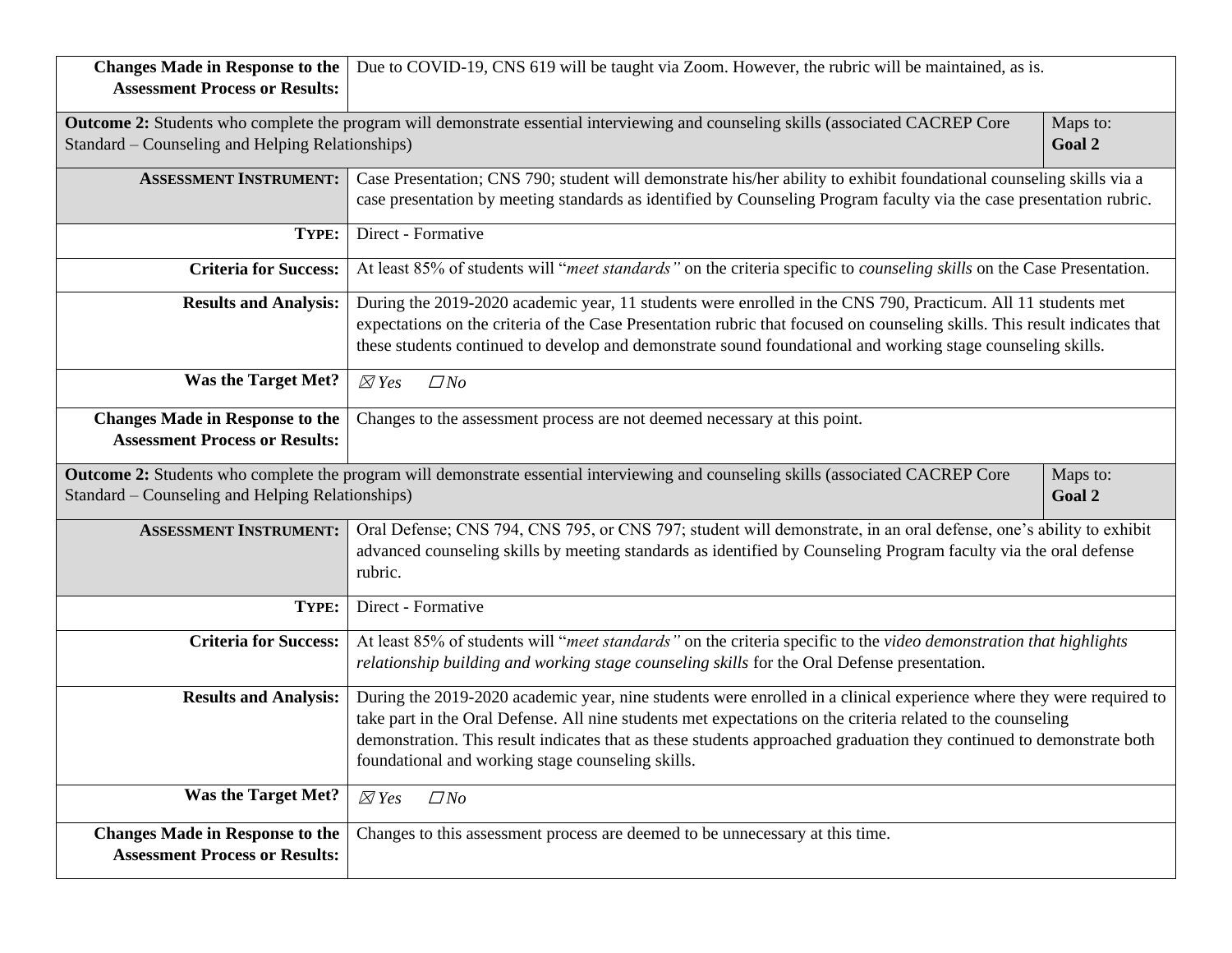| | |
|---|---|
| **Changes Made in Response to the Assessment Process or Results:** | Due to COVID-19, CNS 619 will be taught via Zoom. However, the rubric will be maintained, as is. |

| | |
|---|---|
| **Outcome 2:** Students who complete the program will demonstrate essential interviewing and counseling skills (associated CACREP Core Standard – Counseling and Helping Relationships) | Maps to: **Goal 2** |
| **ASSESSMENT INSTRUMENT:** | Case Presentation; CNS 790; student will demonstrate his/her ability to exhibit foundational counseling skills via a case presentation by meeting standards as identified by Counseling Program faculty via the case presentation rubric. |
| **TYPE:** | Direct - Formative |
| **Criteria for Success:** | At least 85% of students will "*meet standards"* on the criteria specific to *counseling skills* on the Case Presentation. |
| **Results and Analysis:** | During the 2019-2020 academic year, 11 students were enrolled in the CNS 790, Practicum. All 11 students met expectations on the criteria of the Case Presentation rubric that focused on counseling skills. This result indicates that these students continued to develop and demonstrate sound foundational and working stage counseling skills. |
| **Was the Target Met?** | ☒ *Yes* ☐ *No* |
| **Changes Made in Response to the Assessment Process or Results:** | Changes to the assessment process are not deemed necessary at this point. |

| | |
|---|---|
| **Outcome 2:** Students who complete the program will demonstrate essential interviewing and counseling skills (associated CACREP Core Standard – Counseling and Helping Relationships) | Maps to: **Goal 2** |
| **ASSESSMENT INSTRUMENT:** | Oral Defense; CNS 794, CNS 795, or CNS 797; student will demonstrate, in an oral defense, one's ability to exhibit advanced counseling skills by meeting standards as identified by Counseling Program faculty via the oral defense rubric. |
| **TYPE:** | Direct - Formative |
| **Criteria for Success:** | At least 85% of students will "*meet standards"* on the criteria specific to the *video demonstration that highlights relationship building and working stage counseling skills* for the Oral Defense presentation. |
| **Results and Analysis:** | During the 2019-2020 academic year, nine students were enrolled in a clinical experience where they were required to take part in the Oral Defense. All nine students met expectations on the criteria related to the counseling demonstration. This result indicates that as these students approached graduation they continued to demonstrate both foundational and working stage counseling skills. |
| **Was the Target Met?** | ☒ *Yes* ☐ *No* |
| **Changes Made in Response to the Assessment Process or Results:** | Changes to this assessment process are deemed to be unnecessary at this time. |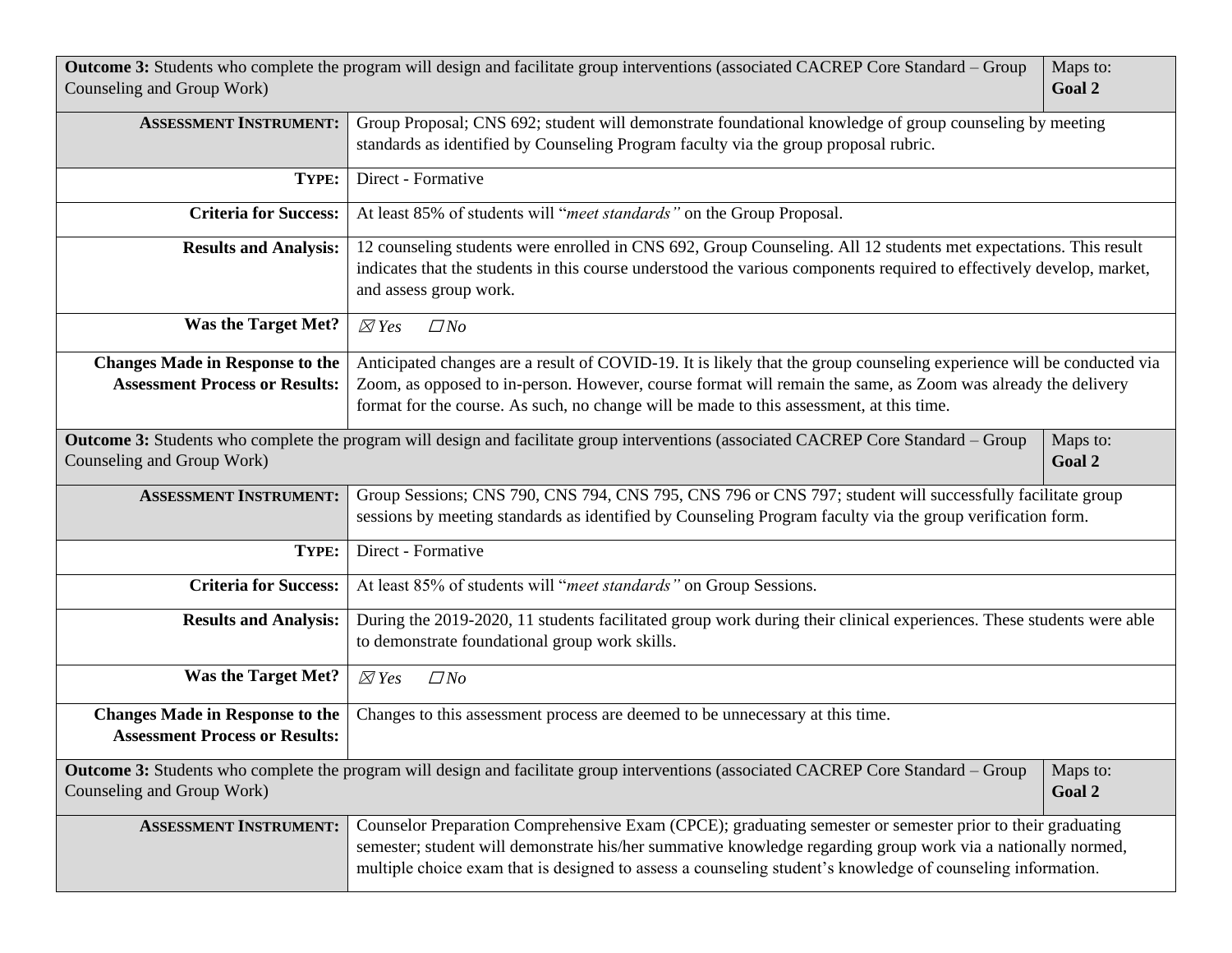| **Outcome 3:** Students who complete the program will design and facilitate group interventions (associated CACREP Core Standard – Group Counseling and Group Work) | Maps to: **Goal 2** |
|---|---|
| **ASSESSMENT INSTRUMENT:** | Group Proposal; CNS 692; student will demonstrate foundational knowledge of group counseling by meeting standards as identified by Counseling Program faculty via the group proposal rubric. |
| **TYPE:** | Direct - Formative |
| **Criteria for Success:** | At least 85% of students will "*meet standards"* on the Group Proposal. |
| **Results and Analysis:** | 12 counseling students were enrolled in CNS 692, Group Counseling. All 12 students met expectations. This result indicates that the students in this course understood the various components required to effectively develop, market, and assess group work. |
| **Was the Target Met?** | ☒ *Yes* ☐ *No* |
| **Changes Made in Response to the Assessment Process or Results:** | Anticipated changes are a result of COVID-19. It is likely that the group counseling experience will be conducted via Zoom, as opposed to in-person. However, course format will remain the same, as Zoom was already the delivery format for the course. As such, no change will be made to this assessment, at this time. |

| **Outcome 3:** Students who complete the program will design and facilitate group interventions (associated CACREP Core Standard – Group Counseling and Group Work) | Maps to: **Goal 2** |
|---|---|
| **ASSESSMENT INSTRUMENT:** | Group Sessions; CNS 790, CNS 794, CNS 795, CNS 796 or CNS 797; student will successfully facilitate group sessions by meeting standards as identified by Counseling Program faculty via the group verification form. |
| **TYPE:** | Direct - Formative |
| **Criteria for Success:** | At least 85% of students will "*meet standards"* on Group Sessions. |
| **Results and Analysis:** | During the 2019-2020, 11 students facilitated group work during their clinical experiences. These students were able to demonstrate foundational group work skills. |
| **Was the Target Met?** | ☒ *Yes* ☐ *No* |
| **Changes Made in Response to the Assessment Process or Results:** | Changes to this assessment process are deemed to be unnecessary at this time. |

| **Outcome 3:** Students who complete the program will design and facilitate group interventions (associated CACREP Core Standard – Group Counseling and Group Work) | Maps to: **Goal 2** |
|---|---|
| **ASSESSMENT INSTRUMENT:** | Counselor Preparation Comprehensive Exam (CPCE); graduating semester or semester prior to their graduating semester; student will demonstrate his/her summative knowledge regarding group work via a nationally normed, multiple choice exam that is designed to assess a counseling student's knowledge of counseling information. |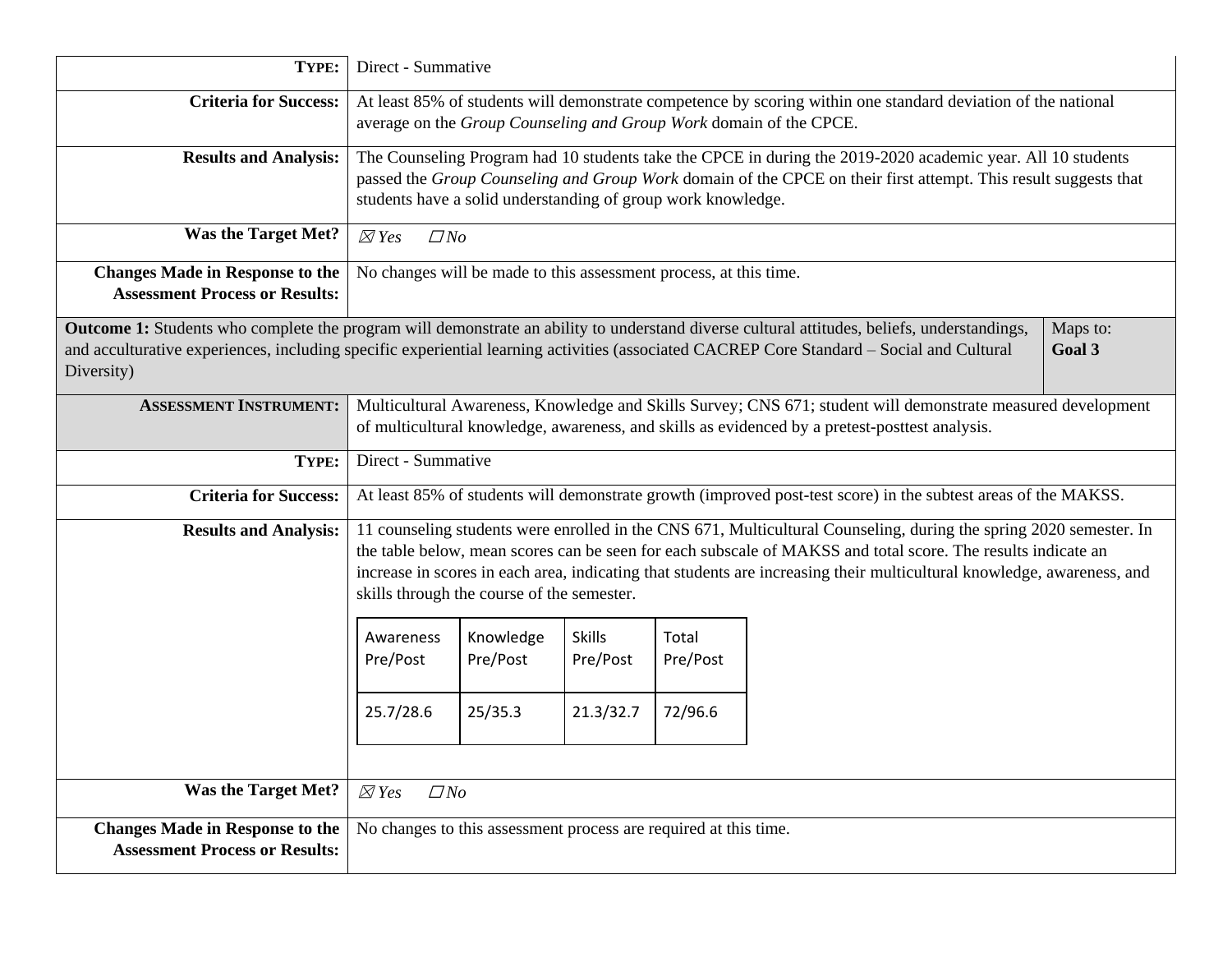| | |
|---|---|
| **TYPE:** | Direct - Summative |
| **Criteria for Success:** | At least 85% of students will demonstrate competence by scoring within one standard deviation of the national average on the *Group Counseling and Group Work* domain of the CPCE. |
| **Results and Analysis:** | The Counseling Program had 10 students take the CPCE in during the 2019-2020 academic year. All 10 students passed the *Group Counseling and Group Work* domain of the CPCE on their first attempt. This result suggests that students have a solid understanding of group work knowledge. |
| **Was the Target Met?** | ☒ *Yes* ☐ *No* |
| **Changes Made in Response to the Assessment Process or Results:** | No changes will be made to this assessment process, at this time. |

| | |
|---|---|
| **Outcome 1:** Students who complete the program will demonstrate an ability to understand diverse cultural attitudes, beliefs, understandings, and acculturative experiences, including specific experiential learning activities (associated CACREP Core Standard – Social and Cultural Diversity) | Maps to: **Goal 3** |

| | |
|---|---|
| **ASSESSMENT INSTRUMENT:** | Multicultural Awareness, Knowledge and Skills Survey; CNS 671; student will demonstrate measured development of multicultural knowledge, awareness, and skills as evidenced by a pretest-posttest analysis. |
| **TYPE:** | Direct - Summative |
| **Criteria for Success:** | At least 85% of students will demonstrate growth (improved post-test score) in the subtest areas of the MAKSS. |
| **Results and Analysis:** | 11 counseling students were enrolled in the CNS 671, Multicultural Counseling, during the spring 2020 semester. In the table below, mean scores can be seen for each subscale of MAKSS and total score. The results indicate an increase in scores in each area, indicating that students are increasing their multicultural knowledge, awareness, and skills through the course of the semester. |
| **Was the Target Met?** | ☒ *Yes* ☐ *No* |
| **Changes Made in Response to the Assessment Process or Results:** | No changes to this assessment process are required at this time. |

| Awareness Pre/Post | Knowledge Pre/Post | Skills Pre/Post | Total Pre/Post |
|---|---|---|---|
| 25.7/28.6 | 25/35.3 | 21.3/32.7 | 72/96.6 |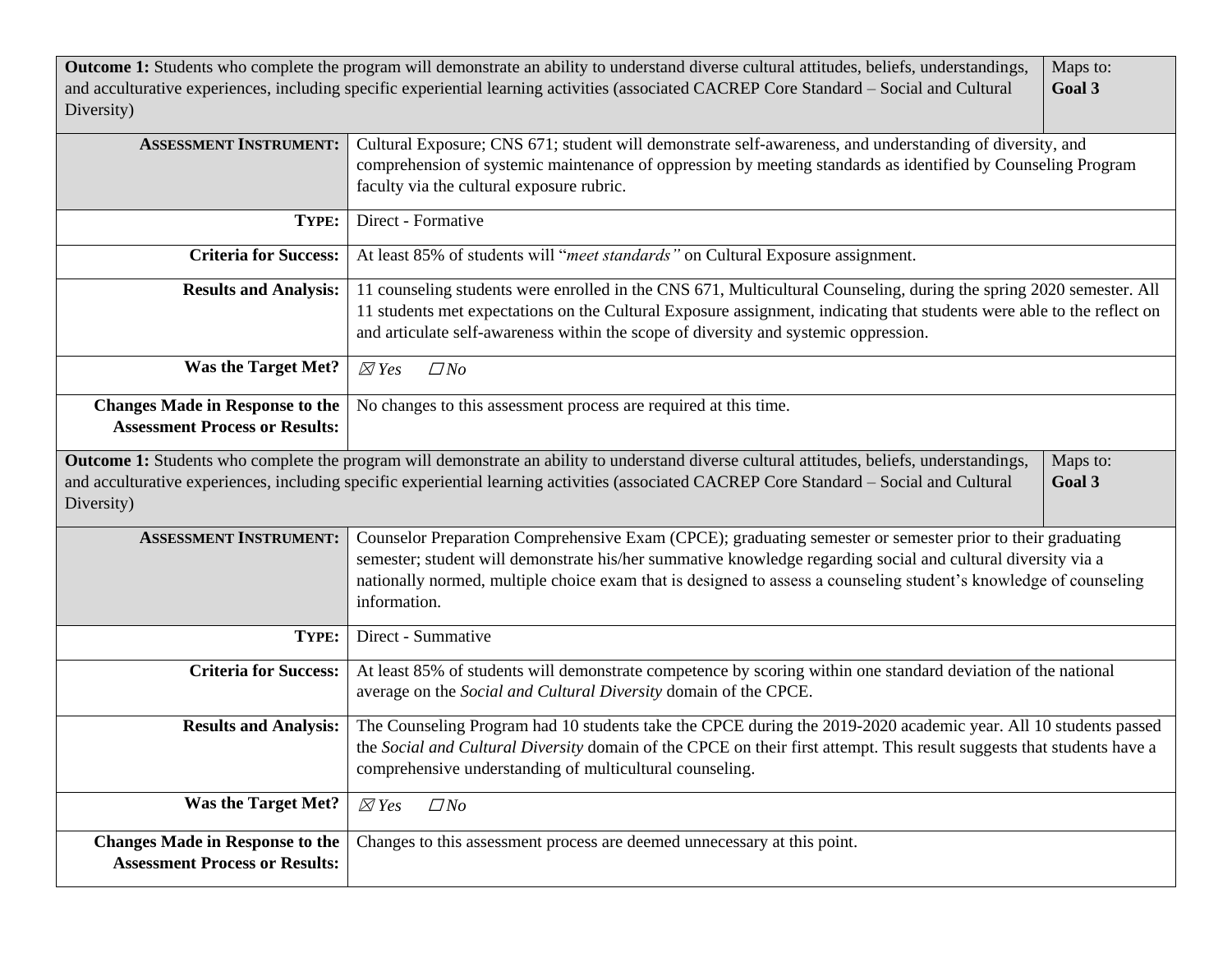| **Outcome 1:** Students who complete the program will demonstrate an ability to understand diverse cultural attitudes, beliefs, understandings, and acculturative experiences, including specific experiential learning activities (associated CACREP Core Standard – Social and Cultural Diversity) | Maps to: **Goal 3** |
|---|---|
| **ASSESSMENT INSTRUMENT:** | Cultural Exposure; CNS 671; student will demonstrate self-awareness, and understanding of diversity, and comprehension of systemic maintenance of oppression by meeting standards as identified by Counseling Program faculty via the cultural exposure rubric. |
| **TYPE:** | Direct - Formative |
| **Criteria for Success:** | At least 85% of students will "*meet standards"* on Cultural Exposure assignment. |
| **Results and Analysis:** | 11 counseling students were enrolled in the CNS 671, Multicultural Counseling, during the spring 2020 semester. All 11 students met expectations on the Cultural Exposure assignment, indicating that students were able to the reflect on and articulate self-awareness within the scope of diversity and systemic oppression. |
| **Was the Target Met?** | ☒ *Yes* ☐ *No* |
| **Changes Made in Response to the Assessment Process or Results:** | No changes to this assessment process are required at this time. |

| **Outcome 1:** Students who complete the program will demonstrate an ability to understand diverse cultural attitudes, beliefs, understandings, and acculturative experiences, including specific experiential learning activities (associated CACREP Core Standard – Social and Cultural Diversity) | Maps to: **Goal 3** |
|---|---|
| **ASSESSMENT INSTRUMENT:** | Counselor Preparation Comprehensive Exam (CPCE); graduating semester or semester prior to their graduating semester; student will demonstrate his/her summative knowledge regarding social and cultural diversity via a nationally normed, multiple choice exam that is designed to assess a counseling student's knowledge of counseling information. |
| **TYPE:** | Direct - Summative |
| **Criteria for Success:** | At least 85% of students will demonstrate competence by scoring within one standard deviation of the national average on the *Social and Cultural Diversity* domain of the CPCE. |
| **Results and Analysis:** | The Counseling Program had 10 students take the CPCE during the 2019-2020 academic year. All 10 students passed the *Social and Cultural Diversity* domain of the CPCE on their first attempt. This result suggests that students have a comprehensive understanding of multicultural counseling. |
| **Was the Target Met?** | ☒ *Yes* ☐ *No* |
| **Changes Made in Response to the Assessment Process or Results:** | Changes to this assessment process are deemed unnecessary at this point. |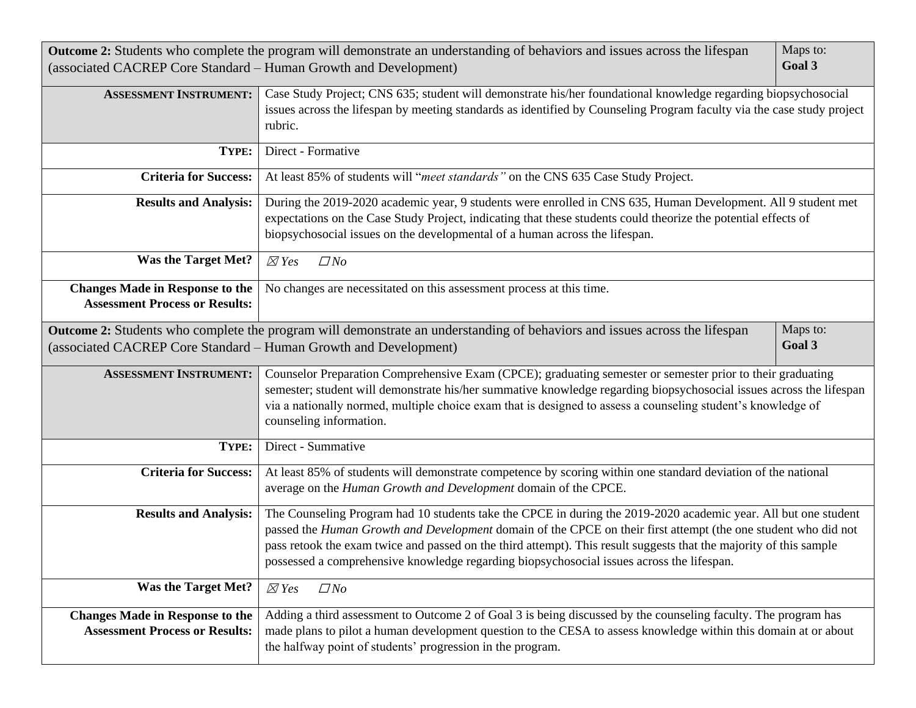| **Outcome 2:** Students who complete the program will demonstrate an understanding of behaviors and issues across the lifespan (associated CACREP Core Standard – Human Growth and Development) | Maps to: **Goal 3** |
|---|---|
| **Assessment Instrument:** | Case Study Project; CNS 635; student will demonstrate his/her foundational knowledge regarding biopsychosocial issues across the lifespan by meeting standards as identified by Counseling Program faculty via the case study project rubric. |
| **Type:** | Direct - Formative |
| **Criteria for Success:** | At least 85% of students will "*meet standards"* on the CNS 635 Case Study Project. |
| **Results and Analysis:** | During the 2019-2020 academic year, 9 students were enrolled in CNS 635, Human Development. All 9 student met expectations on the Case Study Project, indicating that these students could theorize the potential effects of biopsychosocial issues on the developmental of a human across the lifespan. |
| **Was the Target Met?** | ☒ *Yes* ☐ *No* |
| **Changes Made in Response to the Assessment Process or Results:** | No changes are necessitated on this assessment process at this time. |

| **Outcome 2:** Students who complete the program will demonstrate an understanding of behaviors and issues across the lifespan (associated CACREP Core Standard – Human Growth and Development) | Maps to: **Goal 3** |
|---|---|
| **Assessment Instrument:** | Counselor Preparation Comprehensive Exam (CPCE); graduating semester or semester prior to their graduating semester; student will demonstrate his/her summative knowledge regarding biopsychosocial issues across the lifespan via a nationally normed, multiple choice exam that is designed to assess a counseling student's knowledge of counseling information. |
| **Type:** | Direct - Summative |
| **Criteria for Success:** | At least 85% of students will demonstrate competence by scoring within one standard deviation of the national average on the *Human Growth and Development* domain of the CPCE. |
| **Results and Analysis:** | The Counseling Program had 10 students take the CPCE in during the 2019-2020 academic year. All but one student passed the *Human Growth and Development* domain of the CPCE on their first attempt (the one student who did not pass retook the exam twice and passed on the third attempt). This result suggests that the majority of this sample possessed a comprehensive knowledge regarding biopsychosocial issues across the lifespan. |
| **Was the Target Met?** | ☒ *Yes* ☐ *No* |
| **Changes Made in Response to the Assessment Process or Results:** | Adding a third assessment to Outcome 2 of Goal 3 is being discussed by the counseling faculty. The program has made plans to pilot a human development question to the CESA to assess knowledge within this domain at or about the halfway point of students' progression in the program. |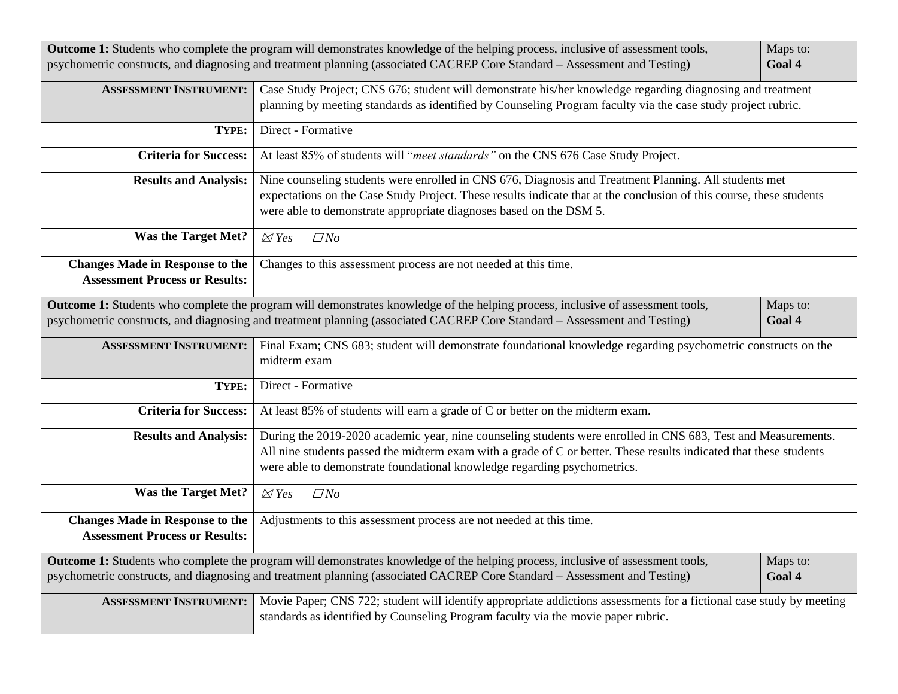| **Outcome 1:** Students who complete the program will demonstrates knowledge of the helping process, inclusive of assessment tools, psychometric constructs, and diagnosing and treatment planning (associated CACREP Core Standard – Assessment and Testing) | Maps to: **Goal 4** |
|---|---|
| **ASSESSMENT INSTRUMENT:** | Case Study Project; CNS 676; student will demonstrate his/her knowledge regarding diagnosing and treatment planning by meeting standards as identified by Counseling Program faculty via the case study project rubric. |
| **TYPE:** | Direct - Formative |
| **Criteria for Success:** | At least 85% of students will "*meet standards"* on the CNS 676 Case Study Project. |
| **Results and Analysis:** | Nine counseling students were enrolled in CNS 676, Diagnosis and Treatment Planning. All students met expectations on the Case Study Project. These results indicate that at the conclusion of this course, these students were able to demonstrate appropriate diagnoses based on the DSM 5. |
| **Was the Target Met?** | ☒ *Yes* ☐ *No* |
| **Changes Made in Response to the Assessment Process or Results:** | Changes to this assessment process are not needed at this time. |

| **Outcome 1:** Students who complete the program will demonstrates knowledge of the helping process, inclusive of assessment tools, psychometric constructs, and diagnosing and treatment planning (associated CACREP Core Standard – Assessment and Testing) | Maps to: **Goal 4** |
|---|---|
| **ASSESSMENT INSTRUMENT:** | Final Exam; CNS 683; student will demonstrate foundational knowledge regarding psychometric constructs on the midterm exam |
| **TYPE:** | Direct - Formative |
| **Criteria for Success:** | At least 85% of students will earn a grade of C or better on the midterm exam. |
| **Results and Analysis:** | During the 2019-2020 academic year, nine counseling students were enrolled in CNS 683, Test and Measurements. All nine students passed the midterm exam with a grade of C or better. These results indicated that these students were able to demonstrate foundational knowledge regarding psychometrics. |
| **Was the Target Met?** | ☒ *Yes* ☐ *No* |
| **Changes Made in Response to the Assessment Process or Results:** | Adjustments to this assessment process are not needed at this time. |

| **Outcome 1:** Students who complete the program will demonstrates knowledge of the helping process, inclusive of assessment tools, psychometric constructs, and diagnosing and treatment planning (associated CACREP Core Standard – Assessment and Testing) | Maps to: **Goal 4** |
|---|---|
| **ASSESSMENT INSTRUMENT:** | Movie Paper; CNS 722; student will identify appropriate addictions assessments for a fictional case study by meeting standards as identified by Counseling Program faculty via the movie paper rubric. |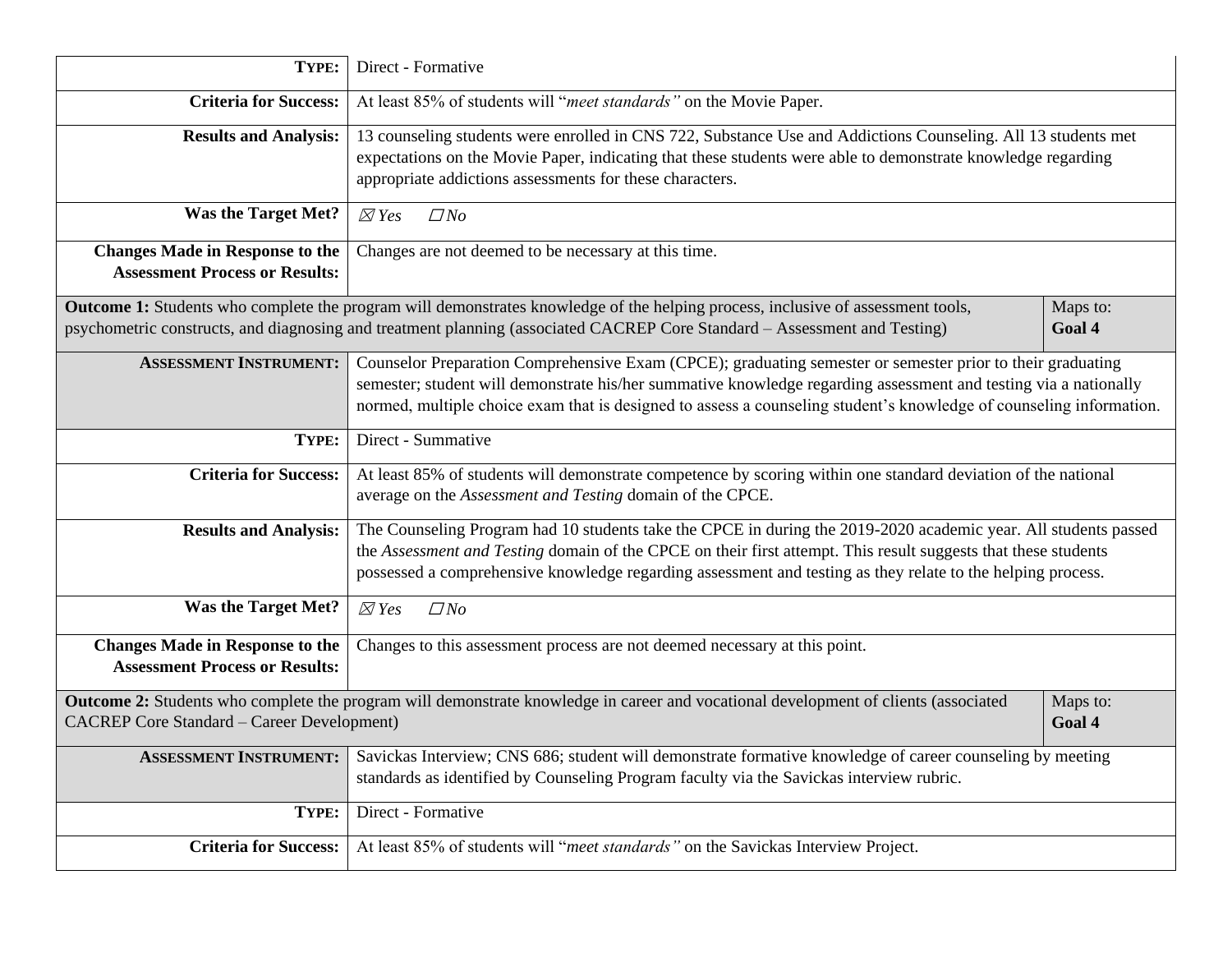| | | |
|---|---|---|
| **TYPE:** | Direct - Formative | |
| **Criteria for Success:** | At least 85% of students will "*meet standards"* on the Movie Paper. | |
| **Results and Analysis:** | 13 counseling students were enrolled in CNS 722, Substance Use and Addictions Counseling. All 13 students met expectations on the Movie Paper, indicating that these students were able to demonstrate knowledge regarding appropriate addictions assessments for these characters. | |
| **Was the Target Met?** | ☒ *Yes* ☐ *No* | |
| **Changes Made in Response to the Assessment Process or Results:** | Changes are not deemed to be necessary at this time. | |
| **Outcome 1:** Students who complete the program will demonstrates knowledge of the helping process, inclusive of assessment tools, psychometric constructs, and diagnosing and treatment planning (associated CACREP Core Standard – Assessment and Testing) | | Maps to: **Goal 4** |
| **ASSESSMENT INSTRUMENT:** | Counselor Preparation Comprehensive Exam (CPCE); graduating semester or semester prior to their graduating semester; student will demonstrate his/her summative knowledge regarding assessment and testing via a nationally normed, multiple choice exam that is designed to assess a counseling student's knowledge of counseling information. | |
| **TYPE:** | Direct - Summative | |
| **Criteria for Success:** | At least 85% of students will demonstrate competence by scoring within one standard deviation of the national average on the *Assessment and Testing* domain of the CPCE. | |
| **Results and Analysis:** | The Counseling Program had 10 students take the CPCE in during the 2019-2020 academic year. All students passed the *Assessment and Testing* domain of the CPCE on their first attempt. This result suggests that these students possessed a comprehensive knowledge regarding assessment and testing as they relate to the helping process. | |
| **Was the Target Met?** | ☒ *Yes* ☐ *No* | |
| **Changes Made in Response to the Assessment Process or Results:** | Changes to this assessment process are not deemed necessary at this point. | |
| **Outcome 2:** Students who complete the program will demonstrate knowledge in career and vocational development of clients (associated CACREP Core Standard – Career Development) | | Maps to: **Goal 4** |
| **ASSESSMENT INSTRUMENT:** | Savickas Interview; CNS 686; student will demonstrate formative knowledge of career counseling by meeting standards as identified by Counseling Program faculty via the Savickas interview rubric. | |
| **TYPE:** | Direct - Formative | |
| **Criteria for Success:** | At least 85% of students will "*meet standards"* on the Savickas Interview Project. | |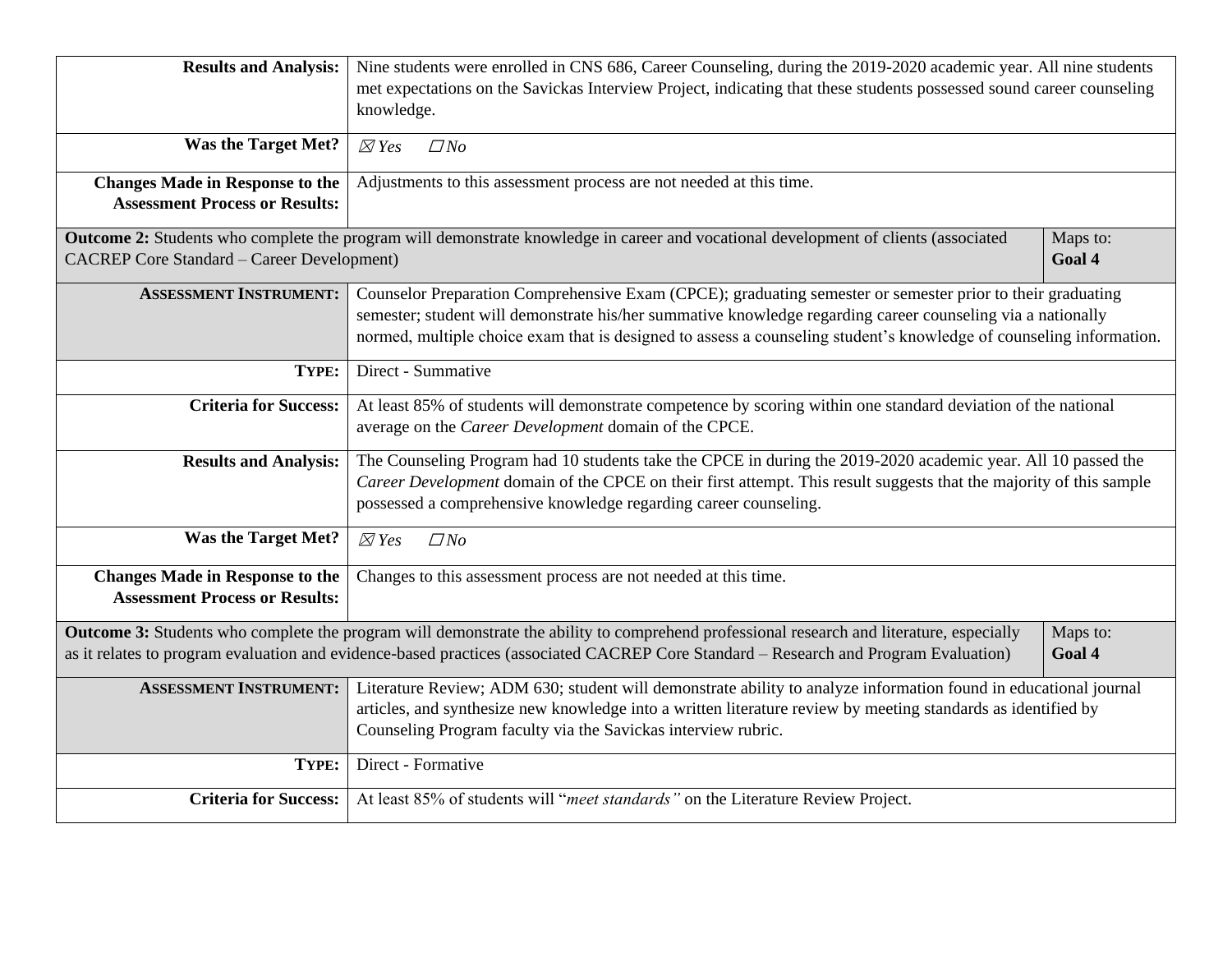| | | |
|---|---|---|
| **Results and Analysis:** | Nine students were enrolled in CNS 686, Career Counseling, during the 2019-2020 academic year. All nine students met expectations on the Savickas Interview Project, indicating that these students possessed sound career counseling knowledge. | |
| **Was the Target Met?** | ☒ *Yes* ☐ *No* | |
| **Changes Made in Response to the Assessment Process or Results:** | Adjustments to this assessment process are not needed at this time. | |
| **Outcome 2:** Students who complete the program will demonstrate knowledge in career and vocational development of clients (associated CACREP Core Standard – Career Development) | | Maps to: **Goal 4** |
| **ASSESSMENT INSTRUMENT:** | Counselor Preparation Comprehensive Exam (CPCE); graduating semester or semester prior to their graduating semester; student will demonstrate his/her summative knowledge regarding career counseling via a nationally normed, multiple choice exam that is designed to assess a counseling student's knowledge of counseling information. | |
| **TYPE:** | Direct - Summative | |
| **Criteria for Success:** | At least 85% of students will demonstrate competence by scoring within one standard deviation of the national average on the *Career Development* domain of the CPCE. | |
| **Results and Analysis:** | The Counseling Program had 10 students take the CPCE in during the 2019-2020 academic year. All 10 passed the *Career Development* domain of the CPCE on their first attempt. This result suggests that the majority of this sample possessed a comprehensive knowledge regarding career counseling. | |
| **Was the Target Met?** | ☒ *Yes* ☐ *No* | |
| **Changes Made in Response to the Assessment Process or Results:** | Changes to this assessment process are not needed at this time. | |
| **Outcome 3:** Students who complete the program will demonstrate the ability to comprehend professional research and literature, especially as it relates to program evaluation and evidence-based practices (associated CACREP Core Standard – Research and Program Evaluation) | | Maps to: **Goal 4** |
| **ASSESSMENT INSTRUMENT:** | Literature Review; ADM 630; student will demonstrate ability to analyze information found in educational journal articles, and synthesize new knowledge into a written literature review by meeting standards as identified by Counseling Program faculty via the Savickas interview rubric. | |
| **TYPE:** | Direct - Formative | |
| **Criteria for Success:** | At least 85% of students will "*meet standards"* on the Literature Review Project. | |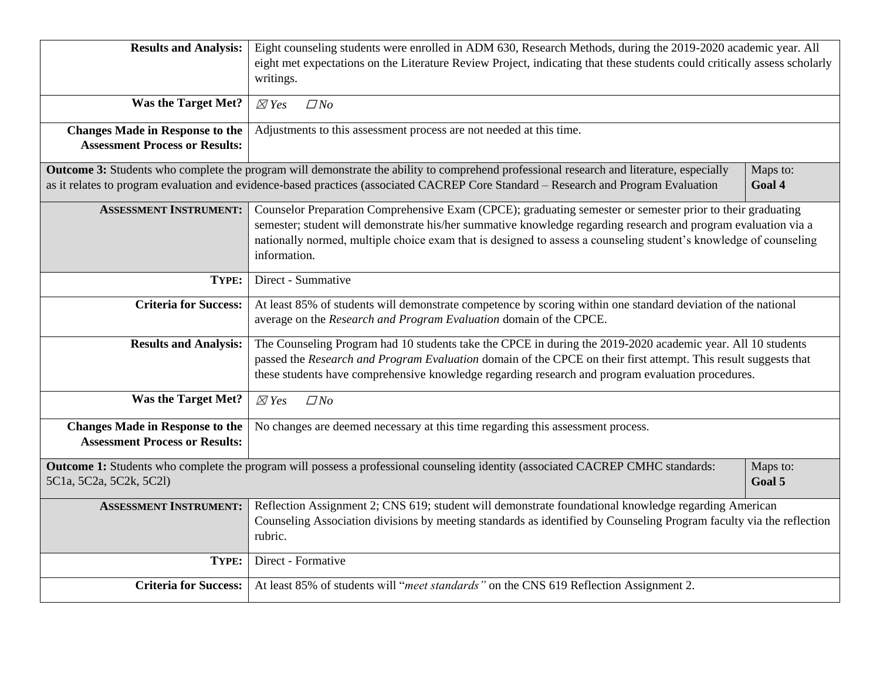| | | |
|---|---|---|
| **Results and Analysis:** | Eight counseling students were enrolled in ADM 630, Research Methods, during the 2019-2020 academic year. All eight met expectations on the Literature Review Project, indicating that these students could critically assess scholarly writings. | |
| **Was the Target Met?** | ☒ *Yes* ☐ *No* | |
| **Changes Made in Response to the Assessment Process or Results:** | Adjustments to this assessment process are not needed at this time. | |
| **Outcome 3:** Students who complete the program will demonstrate the ability to comprehend professional research and literature, especially as it relates to program evaluation and evidence-based practices (associated CACREP Core Standard – Research and Program Evaluation | | Maps to: **Goal 4** |
| **ASSESSMENT INSTRUMENT:** | Counselor Preparation Comprehensive Exam (CPCE); graduating semester or semester prior to their graduating semester; student will demonstrate his/her summative knowledge regarding research and program evaluation via a nationally normed, multiple choice exam that is designed to assess a counseling student's knowledge of counseling information. | |
| **TYPE:** | Direct - Summative | |
| **Criteria for Success:** | At least 85% of students will demonstrate competence by scoring within one standard deviation of the national average on the *Research and Program Evaluation* domain of the CPCE. | |
| **Results and Analysis:** | The Counseling Program had 10 students take the CPCE in during the 2019-2020 academic year. All 10 students passed the *Research and Program Evaluation* domain of the CPCE on their first attempt. This result suggests that these students have comprehensive knowledge regarding research and program evaluation procedures. | |
| **Was the Target Met?** | ☒ *Yes* ☐ *No* | |
| **Changes Made in Response to the Assessment Process or Results:** | No changes are deemed necessary at this time regarding this assessment process. | |
| **Outcome 1:** Students who complete the program will possess a professional counseling identity (associated CACREP CMHC standards: 5C1a, 5C2a, 5C2k, 5C2l) | | Maps to: **Goal 5** |
| **ASSESSMENT INSTRUMENT:** | Reflection Assignment 2; CNS 619; student will demonstrate foundational knowledge regarding American Counseling Association divisions by meeting standards as identified by Counseling Program faculty via the reflection rubric. | |
| **TYPE:** | Direct - Formative | |
| **Criteria for Success:** | At least 85% of students will "*meet standards"* on the CNS 619 Reflection Assignment 2. | |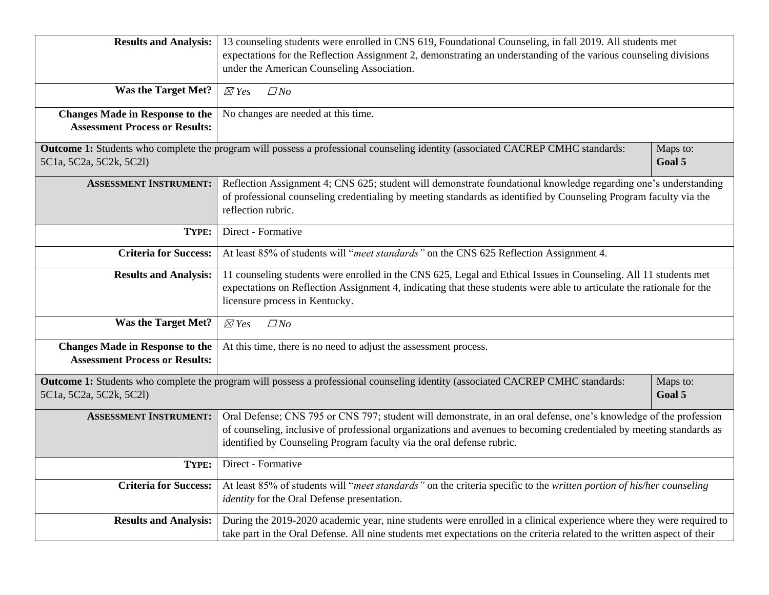| | |
|---|---|
| **Results and Analysis:** | 13 counseling students were enrolled in CNS 619, Foundational Counseling, in fall 2019. All students met expectations for the Reflection Assignment 2, demonstrating an understanding of the various counseling divisions under the American Counseling Association. |
| **Was the Target Met?** | ☒ *Yes* ☐ *No* |
| **Changes Made in Response to the Assessment Process or Results:** | No changes are needed at this time. |

| | |
|---|---|
| **Outcome 1:** Students who complete the program will possess a professional counseling identity (associated CACREP CMHC standards: 5C1a, 5C2a, 5C2k, 5C2l) | Maps to: **Goal 5** |
| **ASSESSMENT INSTRUMENT:** | Reflection Assignment 4; CNS 625; student will demonstrate foundational knowledge regarding one's understanding of professional counseling credentialing by meeting standards as identified by Counseling Program faculty via the reflection rubric. |
| **TYPE:** | Direct - Formative |
| **Criteria for Success:** | At least 85% of students will "*meet standards"* on the CNS 625 Reflection Assignment 4. |
| **Results and Analysis:** | 11 counseling students were enrolled in the CNS 625, Legal and Ethical Issues in Counseling. All 11 students met expectations on Reflection Assignment 4, indicating that these students were able to articulate the rationale for the licensure process in Kentucky. |
| **Was the Target Met?** | ☒ *Yes* ☐ *No* |
| **Changes Made in Response to the Assessment Process or Results:** | At this time, there is no need to adjust the assessment process. |

| | |
|---|---|
| **Outcome 1:** Students who complete the program will possess a professional counseling identity (associated CACREP CMHC standards: 5C1a, 5C2a, 5C2k, 5C2l) | Maps to: **Goal 5** |
| **ASSESSMENT INSTRUMENT:** | Oral Defense; CNS 795 or CNS 797; student will demonstrate, in an oral defense, one's knowledge of the profession of counseling, inclusive of professional organizations and avenues to becoming credentialed by meeting standards as identified by Counseling Program faculty via the oral defense rubric. |
| **TYPE:** | Direct - Formative |
| **Criteria for Success:** | At least 85% of students will "*meet standards"* on the criteria specific to the *written portion of his/her counseling identity* for the Oral Defense presentation. |
| **Results and Analysis:** | During the 2019-2020 academic year, nine students were enrolled in a clinical experience where they were required to take part in the Oral Defense. All nine students met expectations on the criteria related to the written aspect of their |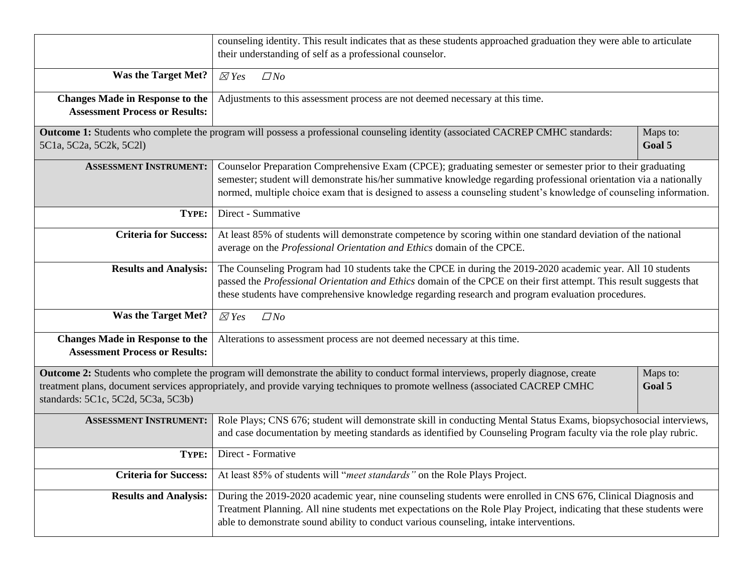|  |  |  |
|---|---|---|
|  | counseling identity. This result indicates that as these students approached graduation they were able to articulate their understanding of self as a professional counselor. | |
| **Was the Target Met?** | ☒ *Yes* ☐ *No* | |
| **Changes Made in Response to the Assessment Process or Results:** | Adjustments to this assessment process are not deemed necessary at this time. | |
| **Outcome 1:** Students who complete the program will possess a professional counseling identity (associated CACREP CMHC standards: 5C1a, 5C2a, 5C2k, 5C2l) | | Maps to: **Goal 5** |
| **ASSESSMENT INSTRUMENT:** | Counselor Preparation Comprehensive Exam (CPCE); graduating semester or semester prior to their graduating semester; student will demonstrate his/her summative knowledge regarding professional orientation via a nationally normed, multiple choice exam that is designed to assess a counseling student's knowledge of counseling information. | |
| **TYPE:** | Direct - Summative | |
| **Criteria for Success:** | At least 85% of students will demonstrate competence by scoring within one standard deviation of the national average on the *Professional Orientation and Ethics* domain of the CPCE. | |
| **Results and Analysis:** | The Counseling Program had 10 students take the CPCE in during the 2019-2020 academic year. All 10 students passed the *Professional Orientation and Ethics* domain of the CPCE on their first attempt. This result suggests that these students have comprehensive knowledge regarding research and program evaluation procedures. | |
| **Was the Target Met?** | ☒ *Yes* ☐ *No* | |
| **Changes Made in Response to the Assessment Process or Results:** | Alterations to assessment process are not deemed necessary at this time. | |
| **Outcome 2:** Students who complete the program will demonstrate the ability to conduct formal interviews, properly diagnose, create treatment plans, document services appropriately, and provide varying techniques to promote wellness (associated CACREP CMHC standards: 5C1c, 5C2d, 5C3a, 5C3b) | | Maps to: **Goal 5** |
| **ASSESSMENT INSTRUMENT:** | Role Plays; CNS 676; student will demonstrate skill in conducting Mental Status Exams, biopsychosocial interviews, and case documentation by meeting standards as identified by Counseling Program faculty via the role play rubric. | |
| **TYPE:** | Direct - Formative | |
| **Criteria for Success:** | At least 85% of students will "*meet standards"* on the Role Plays Project. | |
| **Results and Analysis:** | During the 2019-2020 academic year, nine counseling students were enrolled in CNS 676, Clinical Diagnosis and Treatment Planning. All nine students met expectations on the Role Play Project, indicating that these students were able to demonstrate sound ability to conduct various counseling, intake interventions. | |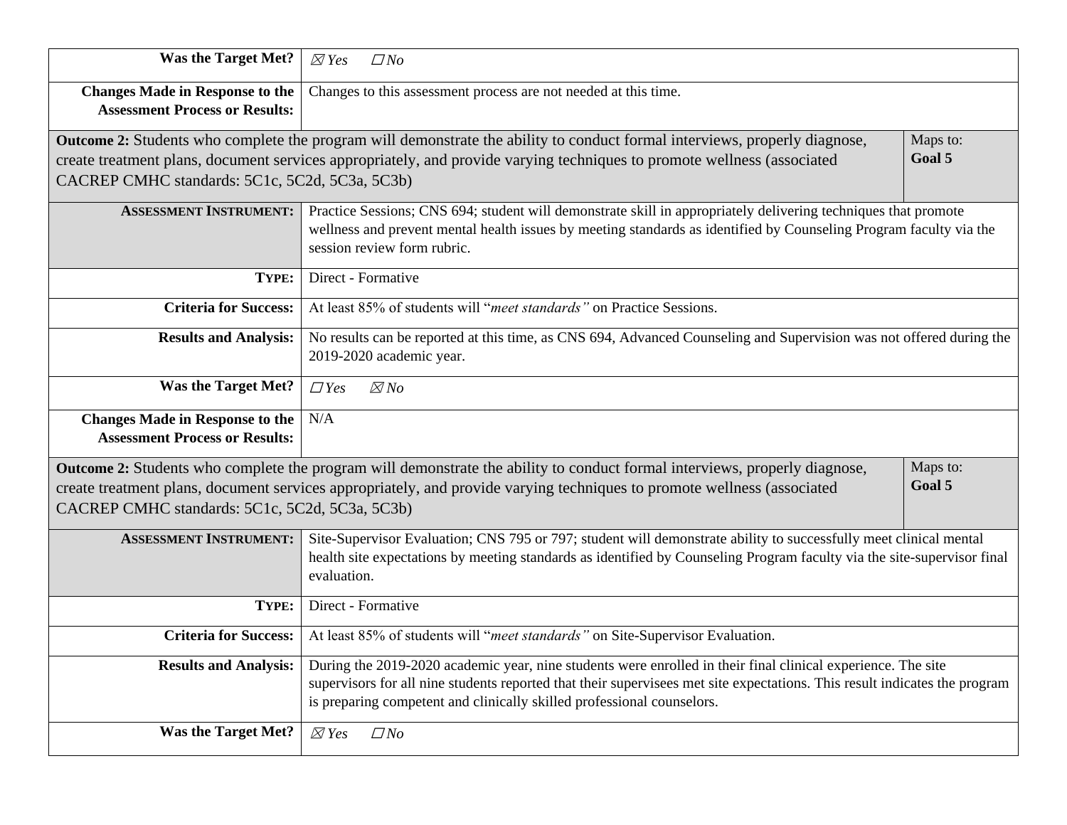| | |
|---|---|
| **Was the Target Met?** | ☒ *Yes* ☐ *No* |
| **Changes Made in Response to the Assessment Process or Results:** | Changes to this assessment process are not needed at this time. |

| | |
|---|---|
| **Outcome 2:** Students who complete the program will demonstrate the ability to conduct formal interviews, properly diagnose, create treatment plans, document services appropriately, and provide varying techniques to promote wellness (associated CACREP CMHC standards: 5C1c, 5C2d, 5C3a, 5C3b) | Maps to: **Goal 5** |

| | |
|---|---|
| **ASSESSMENT INSTRUMENT:** | Practice Sessions; CNS 694; student will demonstrate skill in appropriately delivering techniques that promote wellness and prevent mental health issues by meeting standards as identified by Counseling Program faculty via the session review form rubric. |
| **TYPE:** | Direct - Formative |
| **Criteria for Success:** | At least 85% of students will "*meet standards"* on Practice Sessions. |
| **Results and Analysis:** | No results can be reported at this time, as CNS 694, Advanced Counseling and Supervision was not offered during the 2019-2020 academic year. |
| **Was the Target Met?** | ☐ *Yes* ☒ *No* |
| **Changes Made in Response to the Assessment Process or Results:** | N/A |

| | |
|---|---|
| **Outcome 2:** Students who complete the program will demonstrate the ability to conduct formal interviews, properly diagnose, create treatment plans, document services appropriately, and provide varying techniques to promote wellness (associated CACREP CMHC standards: 5C1c, 5C2d, 5C3a, 5C3b) | Maps to: **Goal 5** |

| | |
|---|---|
| **ASSESSMENT INSTRUMENT:** | Site-Supervisor Evaluation; CNS 795 or 797; student will demonstrate ability to successfully meet clinical mental health site expectations by meeting standards as identified by Counseling Program faculty via the site-supervisor final evaluation. |
| **TYPE:** | Direct - Formative |
| **Criteria for Success:** | At least 85% of students will "*meet standards"* on Site-Supervisor Evaluation. |
| **Results and Analysis:** | During the 2019-2020 academic year, nine students were enrolled in their final clinical experience. The site supervisors for all nine students reported that their supervisees met site expectations. This result indicates the program is preparing competent and clinically skilled professional counselors. |
| **Was the Target Met?** | ☒ *Yes* ☐ *No* |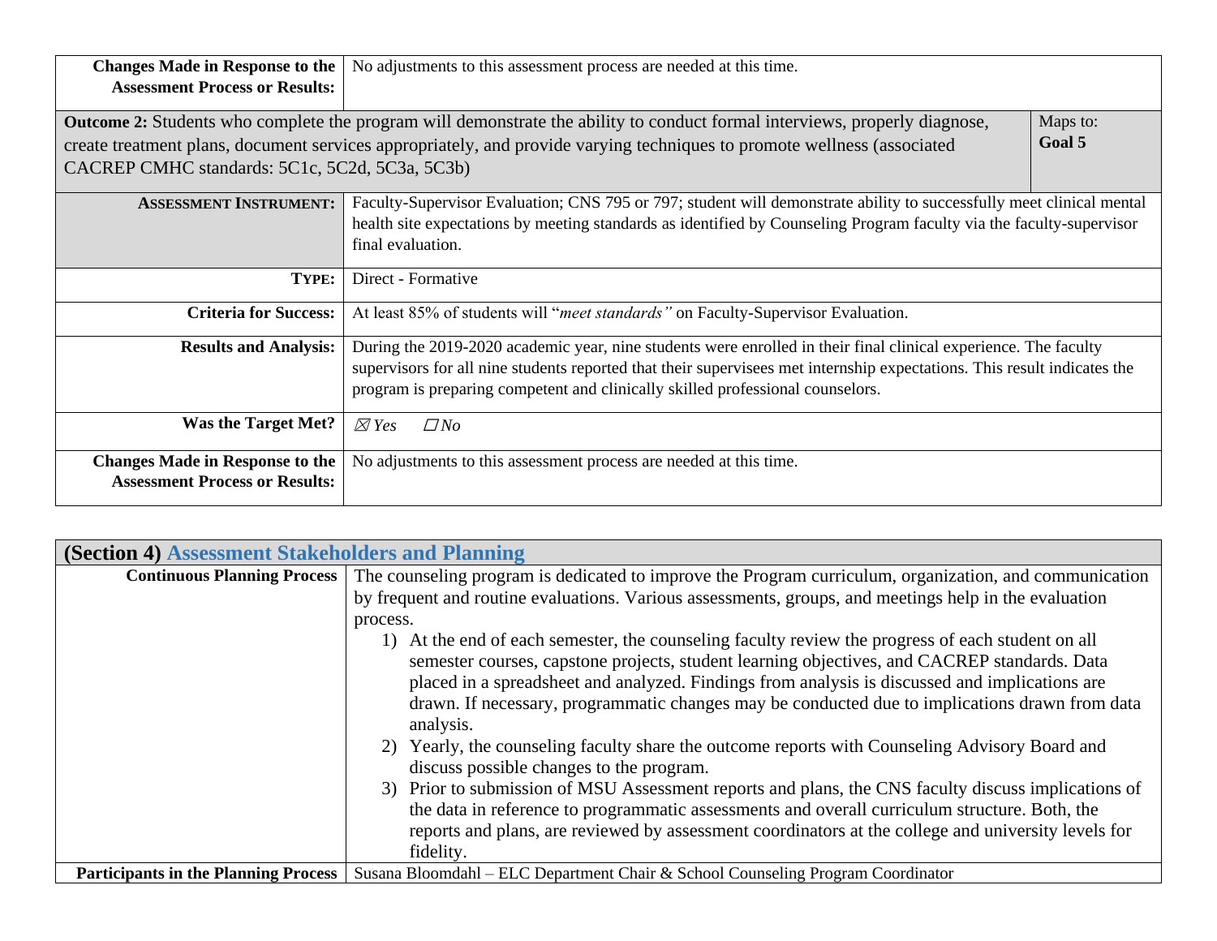| | |
|---|---|
| **Changes Made in Response to the Assessment Process or Results:** | No adjustments to this assessment process are needed at this time. |

| | |
|---|---|
| **Outcome 2:** Students who complete the program will demonstrate the ability to conduct formal interviews, properly diagnose, create treatment plans, document services appropriately, and provide varying techniques to promote wellness (associated CACREP CMHC standards: 5C1c, 5C2d, 5C3a, 5C3b) | Maps to: **Goal 5** |

| | |
|---|---|
| **ASSESSMENT INSTRUMENT:** | Faculty-Supervisor Evaluation; CNS 795 or 797; student will demonstrate ability to successfully meet clinical mental health site expectations by meeting standards as identified by Counseling Program faculty via the faculty-supervisor final evaluation. |
| **TYPE:** | Direct - Formative |
| **Criteria for Success:** | At least 85% of students will "*meet standards"* on Faculty-Supervisor Evaluation. |
| **Results and Analysis:** | During the 2019-2020 academic year, nine students were enrolled in their final clinical experience. The faculty supervisors for all nine students reported that their supervisees met internship expectations. This result indicates the program is preparing competent and clinically skilled professional counselors. |
| **Was the Target Met?** | ☒ *Yes* ☐ *No* |
| **Changes Made in Response to the Assessment Process or Results:** | No adjustments to this assessment process are needed at this time. |

## (Section 4) Assessment Stakeholders and Planning

| | |
|---|---|
| **Continuous Planning Process** | The counseling program is dedicated to improve the Program curriculum, organization, and communication by frequent and routine evaluations. Various assessments, groups, and meetings help in the evaluation process.<br>1) At the end of each semester, the counseling faculty review the progress of each student on all semester courses, capstone projects, student learning objectives, and CACREP standards. Data placed in a spreadsheet and analyzed. Findings from analysis is discussed and implications are drawn. If necessary, programmatic changes may be conducted due to implications drawn from data analysis.<br>2) Yearly, the counseling faculty share the outcome reports with Counseling Advisory Board and discuss possible changes to the program.<br>3) Prior to submission of MSU Assessment reports and plans, the CNS faculty discuss implications of the data in reference to programmatic assessments and overall curriculum structure. Both, the reports and plans, are reviewed by assessment coordinators at the college and university levels for fidelity. |
| **Participants in the Planning Process** | Susana Bloomdahl – ELC Department Chair & School Counseling Program Coordinator |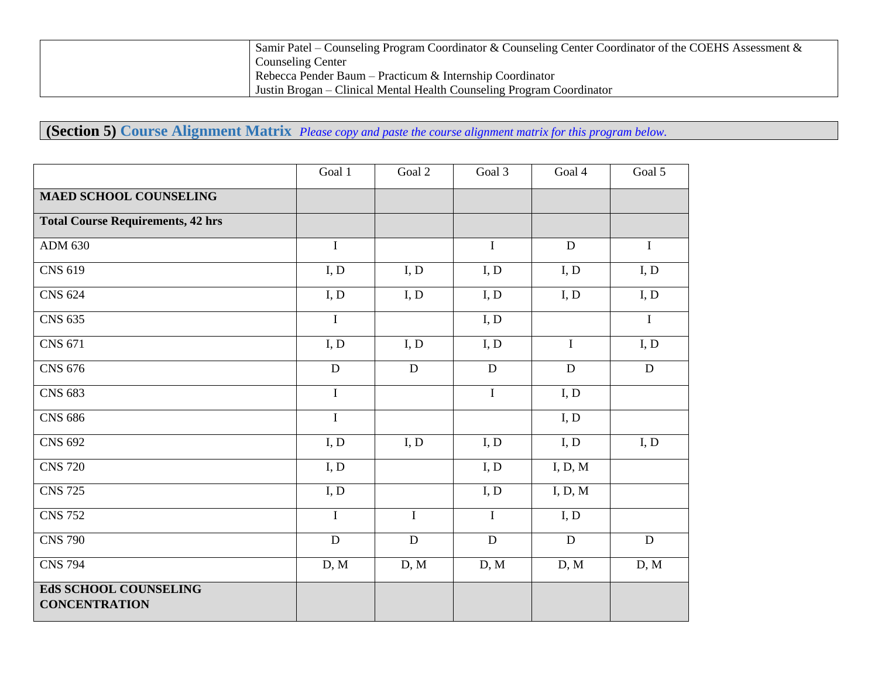| | Samir Patel – Counseling Program Coordinator & Counseling Center Coordinator of the COEHS Assessment & Counseling Center<br>Rebecca Pender Baum – Practicum & Internship Coordinator<br>Justin Brogan – Clinical Mental Health Counseling Program Coordinator |
|---|---|

## (Section 5) Course Alignment Matrix *Please copy and paste the course alignment matrix for this program below.*

| | Goal 1 | Goal 2 | Goal 3 | Goal 4 | Goal 5 |
|---|---|---|---|---|---|
| **MAED SCHOOL COUNSELING** | | | | | |
| **Total Course Requirements, 42 hrs** | | | | | |
| ADM 630 | I | | I | D | I |
| CNS 619 | I, D | I, D | I, D | I, D | I, D |
| CNS 624 | I, D | I, D | I, D | I, D | I, D |
| CNS 635 | I | | I, D | | I |
| CNS 671 | I, D | I, D | I, D | I | I, D |
| CNS 676 | D | D | D | D | D |
| CNS 683 | I | | I | I, D | |
| CNS 686 | I | | | I, D | |
| CNS 692 | I, D | I, D | I, D | I, D | I, D |
| CNS 720 | I, D | | I, D | I, D, M | |
| CNS 725 | I, D | | I, D | I, D, M | |
| CNS 752 | I | I | I | I, D | |
| CNS 790 | D | D | D | D | D |
| CNS 794 | D, M | D, M | D, M | D, M | D, M |
| **EdS SCHOOL COUNSELING CONCENTRATION** | | | | | |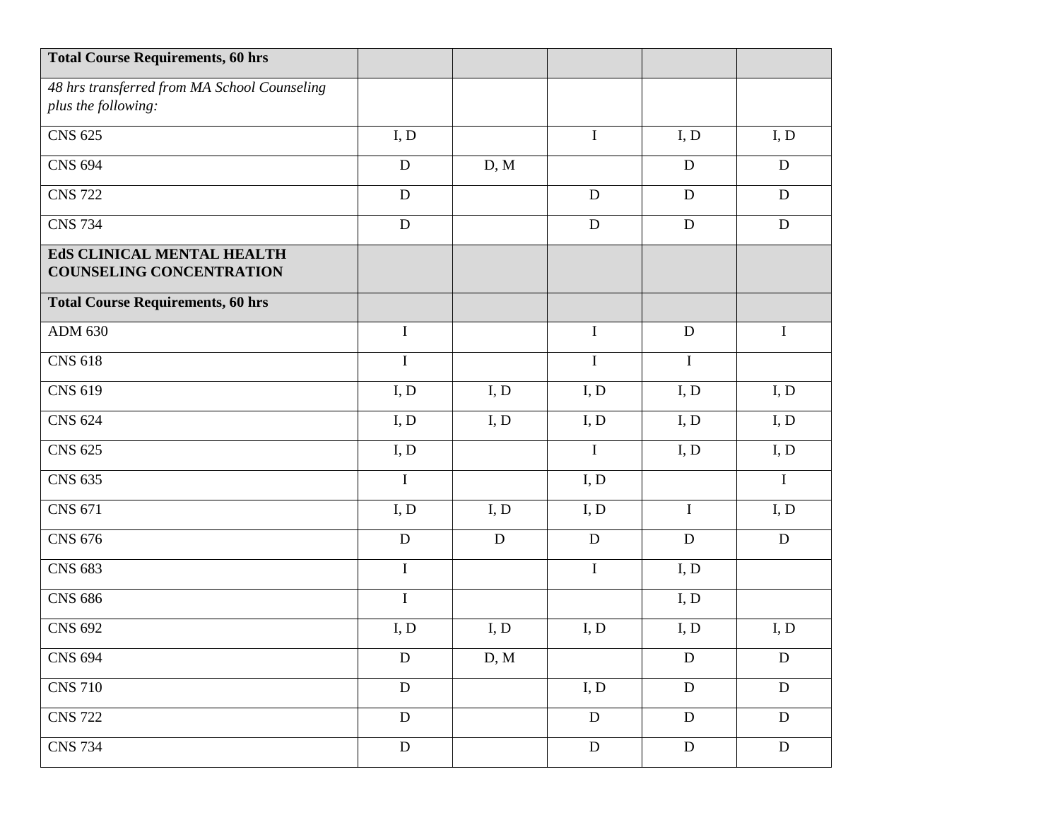| **Total Course Requirements, 60 hrs** | | | | | |
|---|---|---|---|---|---|
| *48 hrs transferred from MA School Counseling plus the following:* | | | | | |
| CNS 625 | I, D | | I | I, D | I, D |
| CNS 694 | D | D, M | | D | D |
| CNS 722 | D | | D | D | D |
| CNS 734 | D | | D | D | D |
| **EdS CLINICAL MENTAL HEALTH COUNSELING CONCENTRATION** | | | | | |
| **Total Course Requirements, 60 hrs** | | | | | |
| ADM 630 | I | | I | D | I |
| CNS 618 | I | | I | I | |
| CNS 619 | I, D | I, D | I, D | I, D | I, D |
| CNS 624 | I, D | I, D | I, D | I, D | I, D |
| CNS 625 | I, D | | I | I, D | I, D |
| CNS 635 | I | | I, D | | I |
| CNS 671 | I, D | I, D | I, D | I | I, D |
| CNS 676 | D | D | D | D | D |
| CNS 683 | I | | I | I, D | |
| CNS 686 | I | | | I, D | |
| CNS 692 | I, D | I, D | I, D | I, D | I, D |
| CNS 694 | D | D, M | | D | D |
| CNS 710 | D | | I, D | D | D |
| CNS 722 | D | | D | D | D |
| CNS 734 | D | | D | D | D |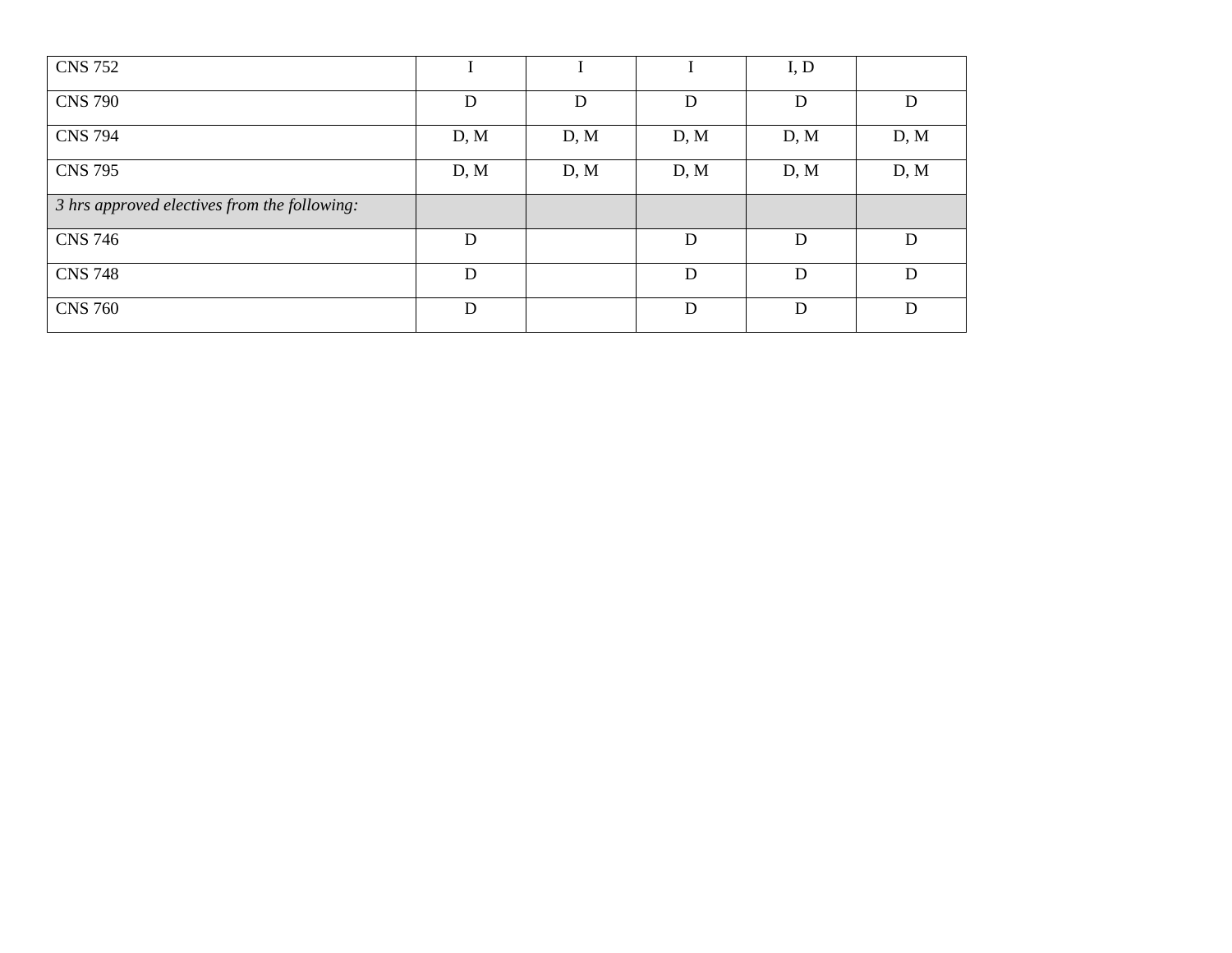| | | | | | |
|---|---|---|---|---|---|
| CNS 752 | I | I | I | I, D | |
| CNS 790 | D | D | D | D | D |
| CNS 794 | D, M | D, M | D, M | D, M | D, M |
| CNS 795 | D, M | D, M | D, M | D, M | D, M |
| *3 hrs approved electives from the following:* | | | | | |
| CNS 746 | D | | D | D | D |
| CNS 748 | D | | D | D | D |
| CNS 760 | D | | D | D | D |